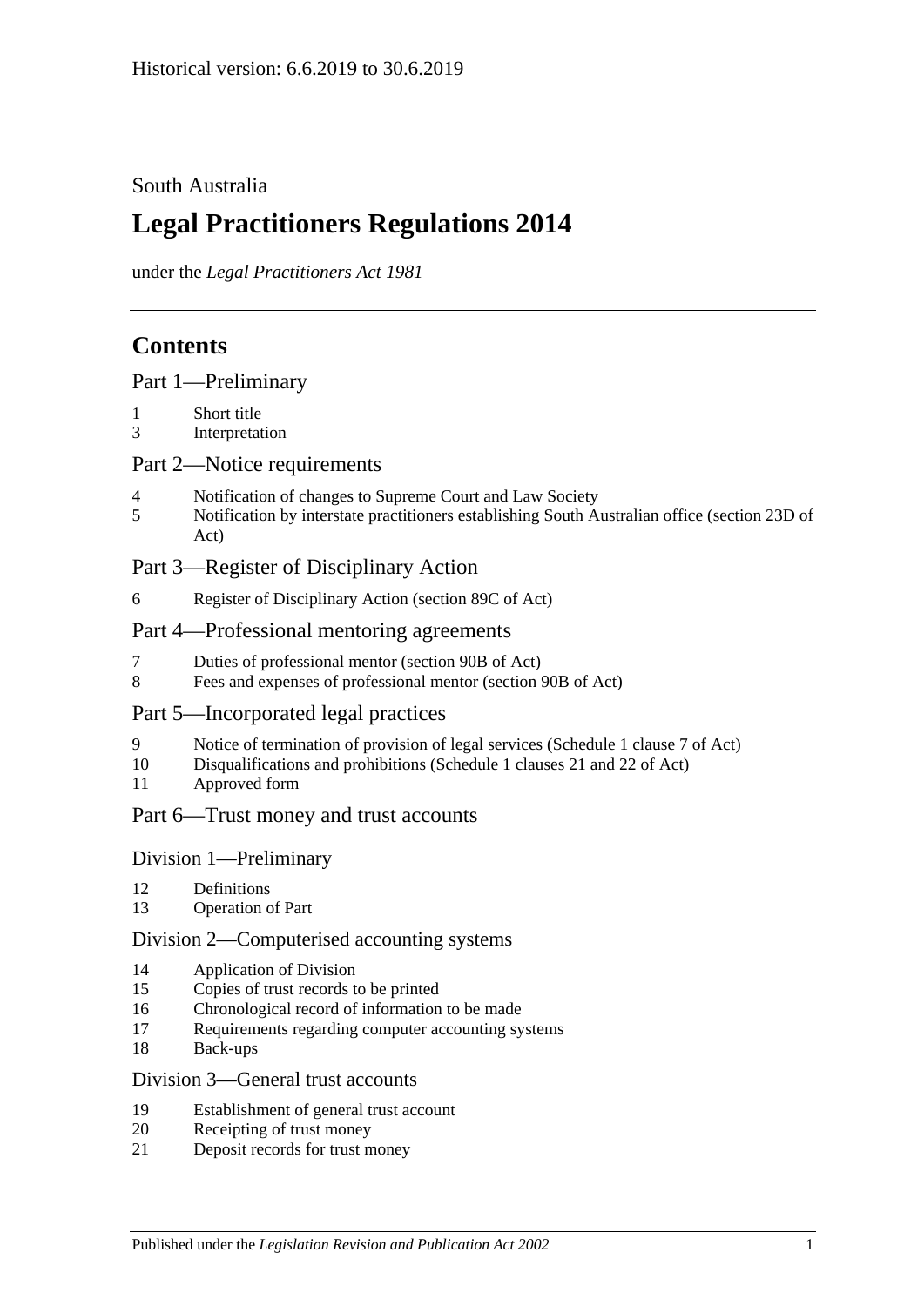Historical version: 6.6.2019 to 30.6.2019

South Australia

# Legal Practitioners Regulations 2014

under the *Legal Practitioners Act 1981*

## Contents

### Part 1—Preliminary

1 Short title
3 Interpretation

### Part 2—Notice requirements

4 Notification of changes to Supreme Court and Law Society
5 Notification by interstate practitioners establishing South Australian office (section 23D of Act)

### Part 3—Register of Disciplinary Action

6 Register of Disciplinary Action (section 89C of Act)

### Part 4—Professional mentoring agreements

7 Duties of professional mentor (section 90B of Act)
8 Fees and expenses of professional mentor (section 90B of Act)

### Part 5—Incorporated legal practices

9 Notice of termination of provision of legal services (Schedule 1 clause 7 of Act)
10 Disqualifications and prohibitions (Schedule 1 clauses 21 and 22 of Act)
11 Approved form

### Part 6—Trust money and trust accounts

#### Division 1—Preliminary

12 Definitions
13 Operation of Part

#### Division 2—Computerised accounting systems

14 Application of Division
15 Copies of trust records to be printed
16 Chronological record of information to be made
17 Requirements regarding computer accounting systems
18 Back-ups

#### Division 3—General trust accounts

19 Establishment of general trust account
20 Receipting of trust money
21 Deposit records for trust money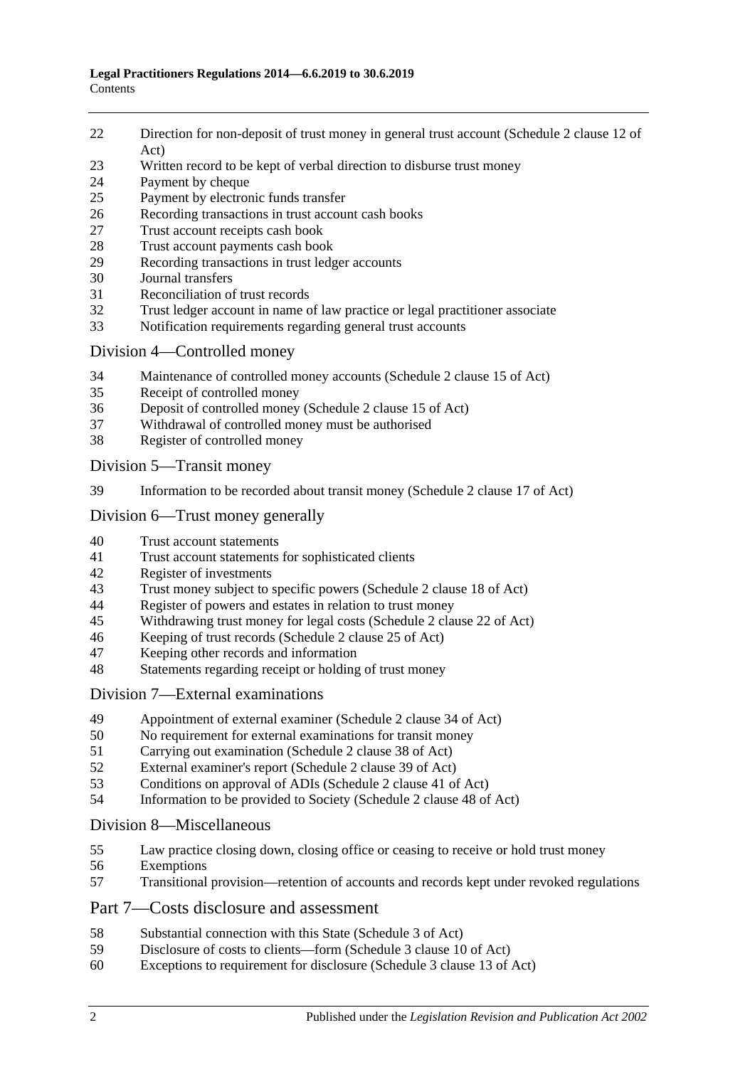22 Direction for non-deposit of trust money in general trust account (Schedule 2 clause 12 of Act)
23 Written record to be kept of verbal direction to disburse trust money
24 Payment by cheque
25 Payment by electronic funds transfer
26 Recording transactions in trust account cash books
27 Trust account receipts cash book
28 Trust account payments cash book
29 Recording transactions in trust ledger accounts
30 Journal transfers
31 Reconciliation of trust records
32 Trust ledger account in name of law practice or legal practitioner associate
33 Notification requirements regarding general trust accounts

## Division 4—Controlled money

34 Maintenance of controlled money accounts (Schedule 2 clause 15 of Act)
35 Receipt of controlled money
36 Deposit of controlled money (Schedule 2 clause 15 of Act)
37 Withdrawal of controlled money must be authorised
38 Register of controlled money

## Division 5—Transit money

39 Information to be recorded about transit money (Schedule 2 clause 17 of Act)

## Division 6—Trust money generally

40 Trust account statements
41 Trust account statements for sophisticated clients
42 Register of investments
43 Trust money subject to specific powers (Schedule 2 clause 18 of Act)
44 Register of powers and estates in relation to trust money
45 Withdrawing trust money for legal costs (Schedule 2 clause 22 of Act)
46 Keeping of trust records (Schedule 2 clause 25 of Act)
47 Keeping other records and information
48 Statements regarding receipt or holding of trust money

## Division 7—External examinations

49 Appointment of external examiner (Schedule 2 clause 34 of Act)
50 No requirement for external examinations for transit money
51 Carrying out examination (Schedule 2 clause 38 of Act)
52 External examiner's report (Schedule 2 clause 39 of Act)
53 Conditions on approval of ADIs (Schedule 2 clause 41 of Act)
54 Information to be provided to Society (Schedule 2 clause 48 of Act)

## Division 8—Miscellaneous

55 Law practice closing down, closing office or ceasing to receive or hold trust money
56 Exemptions
57 Transitional provision—retention of accounts and records kept under revoked regulations

## Part 7—Costs disclosure and assessment

58 Substantial connection with this State (Schedule 3 of Act)
59 Disclosure of costs to clients—form (Schedule 3 clause 10 of Act)
60 Exceptions to requirement for disclosure (Schedule 3 clause 13 of Act)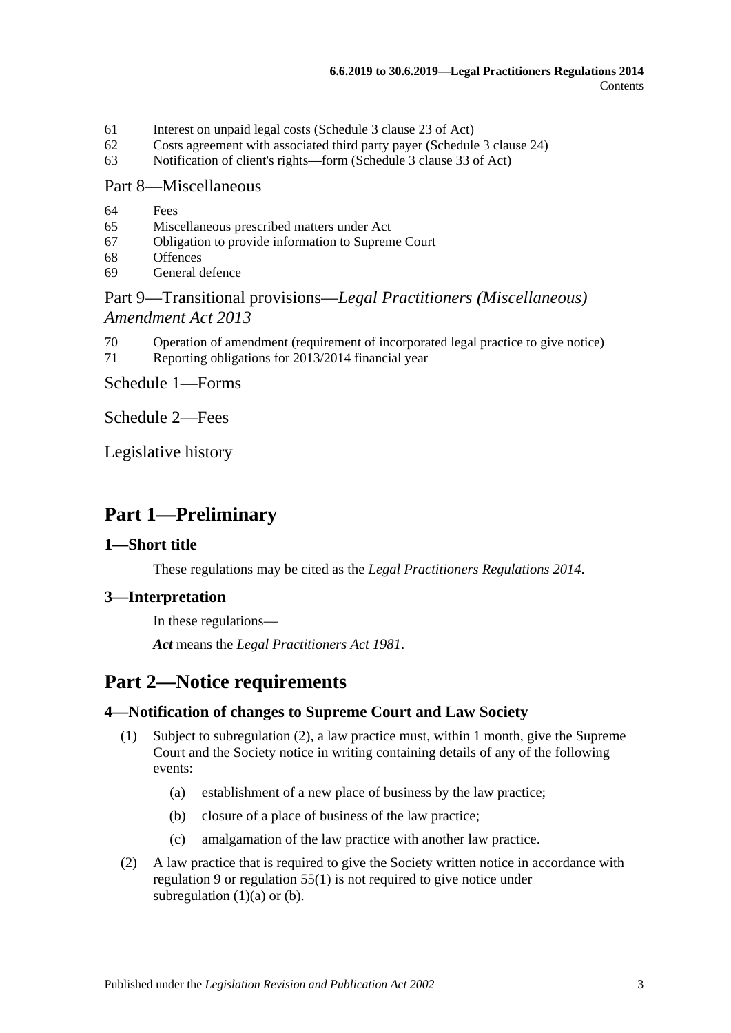61 Interest on unpaid legal costs (Schedule 3 clause 23 of Act)
62 Costs agreement with associated third party payer (Schedule 3 clause 24)
63 Notification of client's rights—form (Schedule 3 clause 33 of Act)

Part 8—Miscellaneous

64 Fees
65 Miscellaneous prescribed matters under Act
67 Obligation to provide information to Supreme Court
68 Offences
69 General defence

Part 9—Transitional provisions—*Legal Practitioners (Miscellaneous) Amendment Act 2013*

70 Operation of amendment (requirement of incorporated legal practice to give notice)
71 Reporting obligations for 2013/2014 financial year

Schedule 1—Forms

Schedule 2—Fees

Legislative history

# Part 1—Preliminary

## 1—Short title

These regulations may be cited as the *Legal Practitioners Regulations 2014*.

## 3—Interpretation

In these regulations—

***Act*** means the *Legal Practitioners Act 1981*.

# Part 2—Notice requirements

## 4—Notification of changes to Supreme Court and Law Society

(1) Subject to subregulation (2), a law practice must, within 1 month, give the Supreme Court and the Society notice in writing containing details of any of the following events:

(a) establishment of a new place of business by the law practice;

(b) closure of a place of business of the law practice;

(c) amalgamation of the law practice with another law practice.

(2) A law practice that is required to give the Society written notice in accordance with regulation 9 or regulation 55(1) is not required to give notice under subregulation (1)(a) or (b).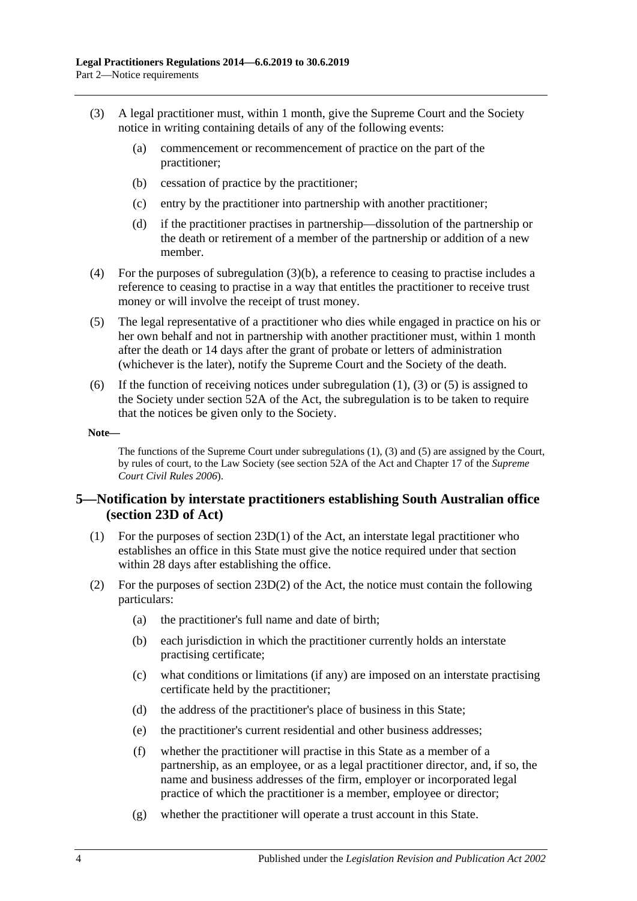(3) A legal practitioner must, within 1 month, give the Supreme Court and the Society notice in writing containing details of any of the following events:

   (a) commencement or recommencement of practice on the part of the practitioner;

   (b) cessation of practice by the practitioner;

   (c) entry by the practitioner into partnership with another practitioner;

   (d) if the practitioner practises in partnership—dissolution of the partnership or the death or retirement of a member of the partnership or addition of a new member.

(4) For the purposes of subregulation (3)(b), a reference to ceasing to practise includes a reference to ceasing to practise in a way that entitles the practitioner to receive trust money or will involve the receipt of trust money.

(5) The legal representative of a practitioner who dies while engaged in practice on his or her own behalf and not in partnership with another practitioner must, within 1 month after the death or 14 days after the grant of probate or letters of administration (whichever is the later), notify the Supreme Court and the Society of the death.

(6) If the function of receiving notices under subregulation (1), (3) or (5) is assigned to the Society under section 52A of the Act, the subregulation is to be taken to require that the notices be given only to the Society.

**Note—**

The functions of the Supreme Court under subregulations (1), (3) and (5) are assigned by the Court, by rules of court, to the Law Society (see section 52A of the Act and Chapter 17 of the *Supreme Court Civil Rules 2006*).

## 5—Notification by interstate practitioners establishing South Australian office (section 23D of Act)

(1) For the purposes of section 23D(1) of the Act, an interstate legal practitioner who establishes an office in this State must give the notice required under that section within 28 days after establishing the office.

(2) For the purposes of section 23D(2) of the Act, the notice must contain the following particulars:

   (a) the practitioner's full name and date of birth;

   (b) each jurisdiction in which the practitioner currently holds an interstate practising certificate;

   (c) what conditions or limitations (if any) are imposed on an interstate practising certificate held by the practitioner;

   (d) the address of the practitioner's place of business in this State;

   (e) the practitioner's current residential and other business addresses;

   (f) whether the practitioner will practise in this State as a member of a partnership, as an employee, or as a legal practitioner director, and, if so, the name and business addresses of the firm, employer or incorporated legal practice of which the practitioner is a member, employee or director;

   (g) whether the practitioner will operate a trust account in this State.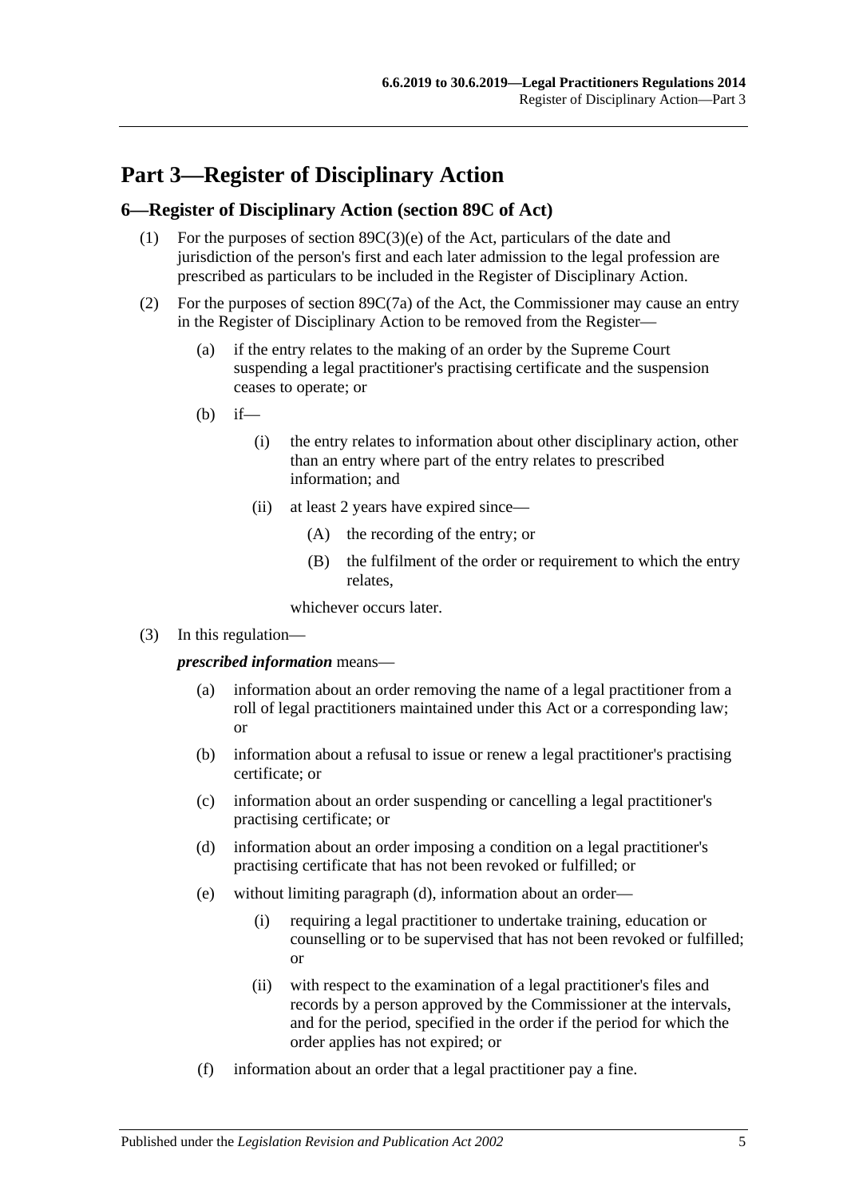# Part 3—Register of Disciplinary Action

## 6—Register of Disciplinary Action (section 89C of Act)

(1) For the purposes of section 89C(3)(e) of the Act, particulars of the date and jurisdiction of the person's first and each later admission to the legal profession are prescribed as particulars to be included in the Register of Disciplinary Action.

(2) For the purposes of section 89C(7a) of the Act, the Commissioner may cause an entry in the Register of Disciplinary Action to be removed from the Register—

   (a) if the entry relates to the making of an order by the Supreme Court suspending a legal practitioner's practising certificate and the suspension ceases to operate; or

   (b) if—

      (i) the entry relates to information about other disciplinary action, other than an entry where part of the entry relates to prescribed information; and

      (ii) at least 2 years have expired since—

         (A) the recording of the entry; or

         (B) the fulfilment of the order or requirement to which the entry relates,

      whichever occurs later.

(3) In this regulation—

***prescribed information*** means—

   (a) information about an order removing the name of a legal practitioner from a roll of legal practitioners maintained under this Act or a corresponding law; or

   (b) information about a refusal to issue or renew a legal practitioner's practising certificate; or

   (c) information about an order suspending or cancelling a legal practitioner's practising certificate; or

   (d) information about an order imposing a condition on a legal practitioner's practising certificate that has not been revoked or fulfilled; or

   (e) without limiting paragraph (d), information about an order—

      (i) requiring a legal practitioner to undertake training, education or counselling or to be supervised that has not been revoked or fulfilled; or

      (ii) with respect to the examination of a legal practitioner's files and records by a person approved by the Commissioner at the intervals, and for the period, specified in the order if the period for which the order applies has not expired; or

   (f) information about an order that a legal practitioner pay a fine.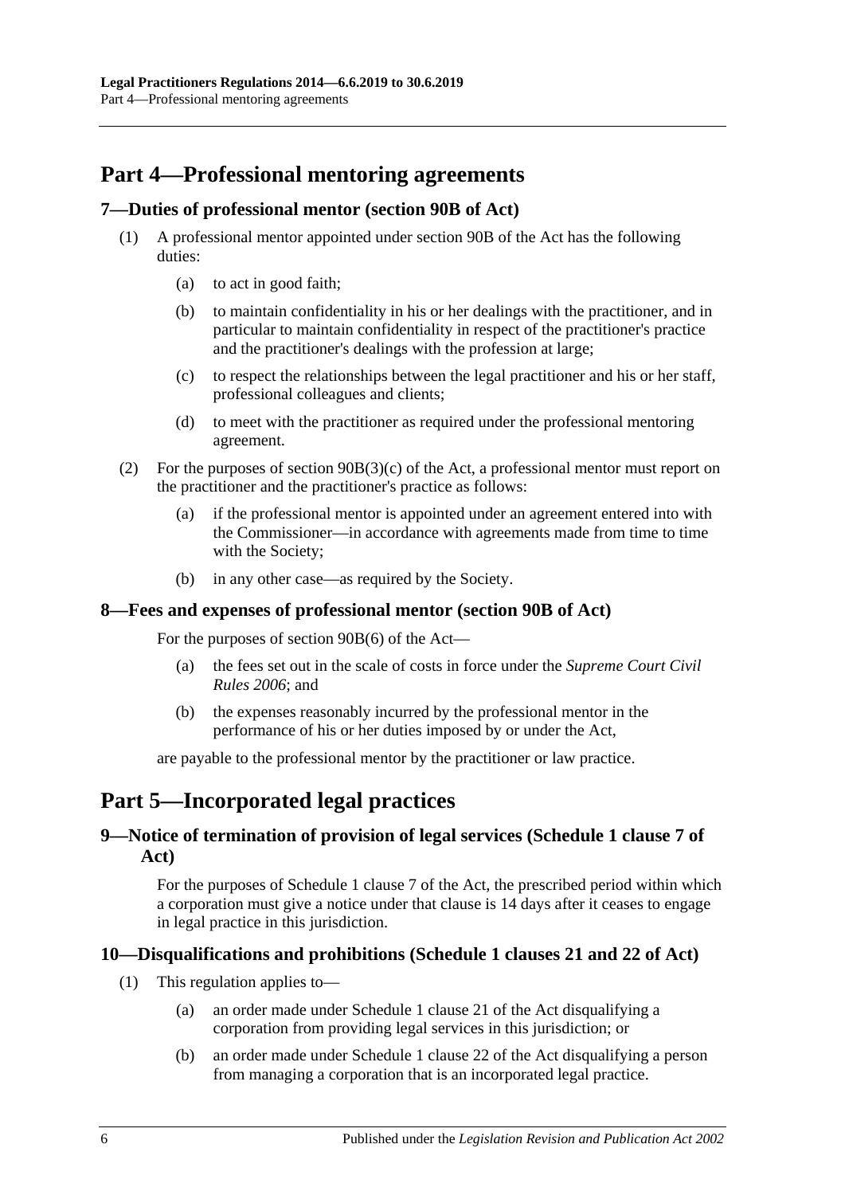# Part 4—Professional mentoring agreements

## 7—Duties of professional mentor (section 90B of Act)

(1) A professional mentor appointed under section 90B of the Act has the following duties:

(a) to act in good faith;

(b) to maintain confidentiality in his or her dealings with the practitioner, and in particular to maintain confidentiality in respect of the practitioner's practice and the practitioner's dealings with the profession at large;

(c) to respect the relationships between the legal practitioner and his or her staff, professional colleagues and clients;

(d) to meet with the practitioner as required under the professional mentoring agreement.

(2) For the purposes of section 90B(3)(c) of the Act, a professional mentor must report on the practitioner and the practitioner's practice as follows:

(a) if the professional mentor is appointed under an agreement entered into with the Commissioner—in accordance with agreements made from time to time with the Society;

(b) in any other case—as required by the Society.

## 8—Fees and expenses of professional mentor (section 90B of Act)

For the purposes of section 90B(6) of the Act—

(a) the fees set out in the scale of costs in force under the *Supreme Court Civil Rules 2006*; and

(b) the expenses reasonably incurred by the professional mentor in the performance of his or her duties imposed by or under the Act,

are payable to the professional mentor by the practitioner or law practice.

# Part 5—Incorporated legal practices

## 9—Notice of termination of provision of legal services (Schedule 1 clause 7 of Act)

For the purposes of Schedule 1 clause 7 of the Act, the prescribed period within which a corporation must give a notice under that clause is 14 days after it ceases to engage in legal practice in this jurisdiction.

## 10—Disqualifications and prohibitions (Schedule 1 clauses 21 and 22 of Act)

(1) This regulation applies to—

(a) an order made under Schedule 1 clause 21 of the Act disqualifying a corporation from providing legal services in this jurisdiction; or

(b) an order made under Schedule 1 clause 22 of the Act disqualifying a person from managing a corporation that is an incorporated legal practice.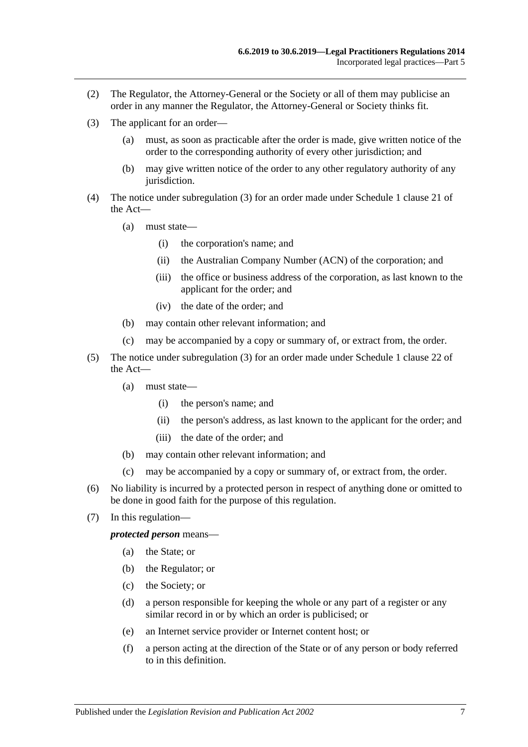(2) The Regulator, the Attorney-General or the Society or all of them may publicise an order in any manner the Regulator, the Attorney-General or Society thinks fit.

(3) The applicant for an order—

  (a) must, as soon as practicable after the order is made, give written notice of the order to the corresponding authority of every other jurisdiction; and

  (b) may give written notice of the order to any other regulatory authority of any jurisdiction.

(4) The notice under subregulation (3) for an order made under Schedule 1 clause 21 of the Act—

  (a) must state—

    (i) the corporation's name; and

    (ii) the Australian Company Number (ACN) of the corporation; and

    (iii) the office or business address of the corporation, as last known to the applicant for the order; and

    (iv) the date of the order; and

  (b) may contain other relevant information; and

  (c) may be accompanied by a copy or summary of, or extract from, the order.

(5) The notice under subregulation (3) for an order made under Schedule 1 clause 22 of the Act—

  (a) must state—

    (i) the person's name; and

    (ii) the person's address, as last known to the applicant for the order; and

    (iii) the date of the order; and

  (b) may contain other relevant information; and

  (c) may be accompanied by a copy or summary of, or extract from, the order.

(6) No liability is incurred by a protected person in respect of anything done or omitted to be done in good faith for the purpose of this regulation.

(7) In this regulation—

***protected person*** means—

  (a) the State; or

  (b) the Regulator; or

  (c) the Society; or

  (d) a person responsible for keeping the whole or any part of a register or any similar record in or by which an order is publicised; or

  (e) an Internet service provider or Internet content host; or

  (f) a person acting at the direction of the State or of any person or body referred to in this definition.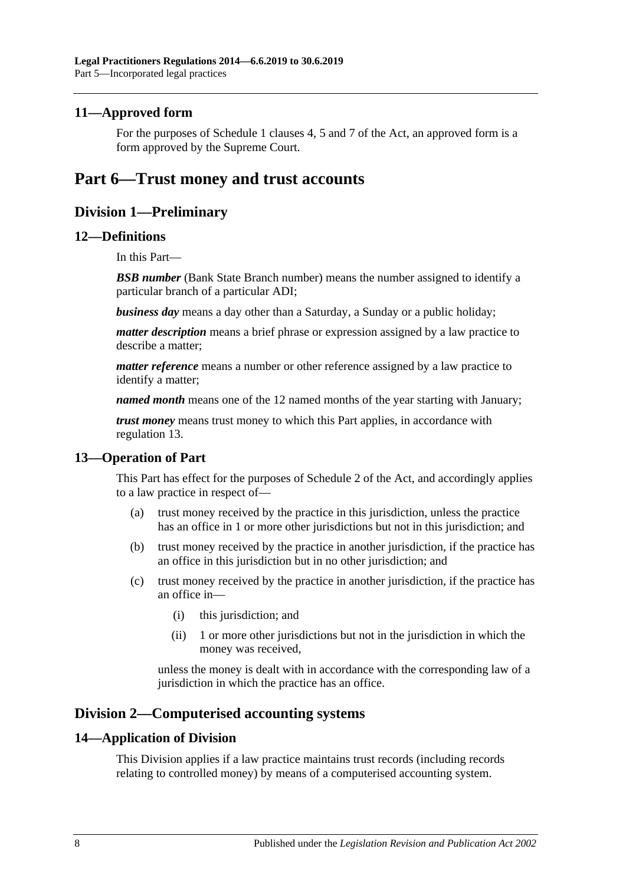### 11—Approved form

For the purposes of Schedule 1 clauses 4, 5 and 7 of the Act, an approved form is a form approved by the Supreme Court.

# Part 6—Trust money and trust accounts

## Division 1—Preliminary

### 12—Definitions

In this Part—

***BSB number*** (Bank State Branch number) means the number assigned to identify a particular branch of a particular ADI;

***business day*** means a day other than a Saturday, a Sunday or a public holiday;

***matter description*** means a brief phrase or expression assigned by a law practice to describe a matter;

***matter reference*** means a number or other reference assigned by a law practice to identify a matter;

***named month*** means one of the 12 named months of the year starting with January;

***trust money*** means trust money to which this Part applies, in accordance with regulation 13.

### 13—Operation of Part

This Part has effect for the purposes of Schedule 2 of the Act, and accordingly applies to a law practice in respect of—

(a) trust money received by the practice in this jurisdiction, unless the practice has an office in 1 or more other jurisdictions but not in this jurisdiction; and

(b) trust money received by the practice in another jurisdiction, if the practice has an office in this jurisdiction but in no other jurisdiction; and

(c) trust money received by the practice in another jurisdiction, if the practice has an office in—

(i) this jurisdiction; and

(ii) 1 or more other jurisdictions but not in the jurisdiction in which the money was received,

unless the money is dealt with in accordance with the corresponding law of a jurisdiction in which the practice has an office.

## Division 2—Computerised accounting systems

### 14—Application of Division

This Division applies if a law practice maintains trust records (including records relating to controlled money) by means of a computerised accounting system.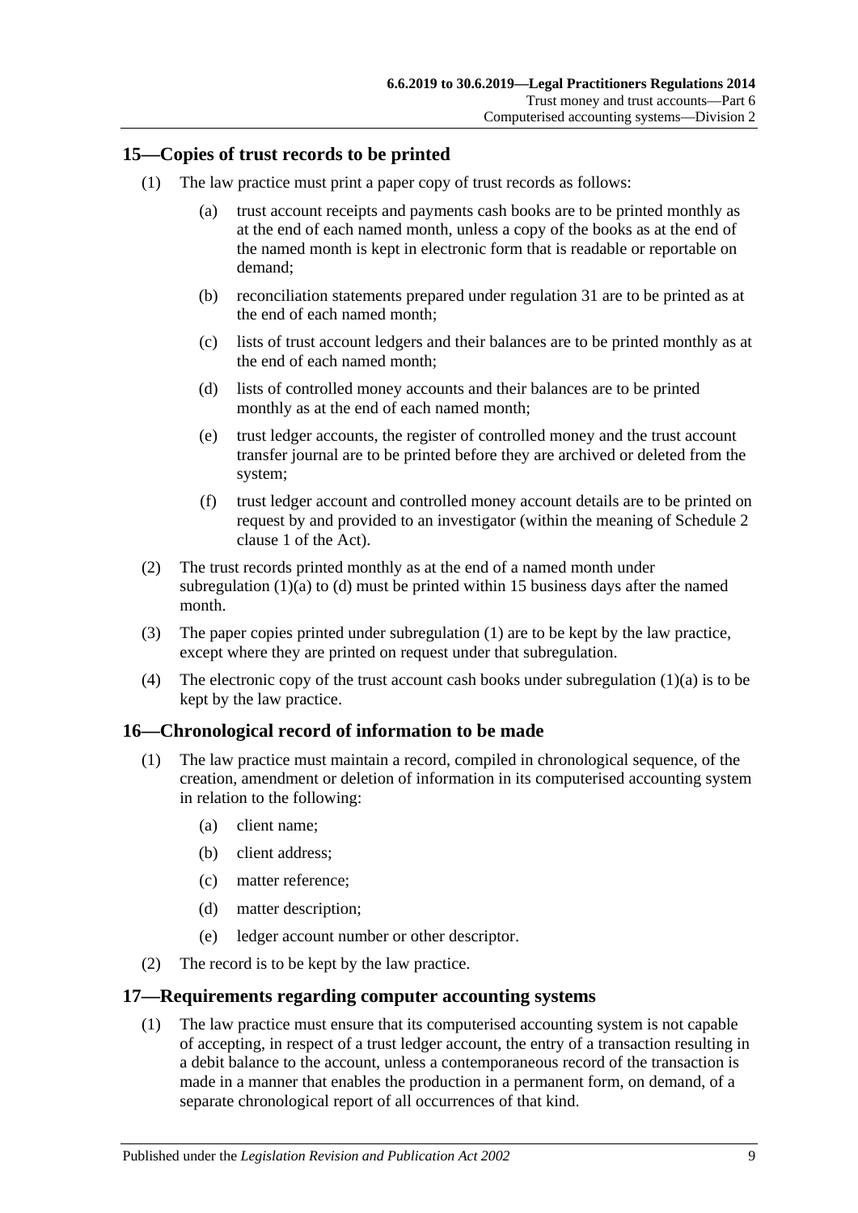## 15—Copies of trust records to be printed

(1) The law practice must print a paper copy of trust records as follows:

(a) trust account receipts and payments cash books are to be printed monthly as at the end of each named month, unless a copy of the books as at the end of the named month is kept in electronic form that is readable or reportable on demand;

(b) reconciliation statements prepared under regulation 31 are to be printed as at the end of each named month;

(c) lists of trust account ledgers and their balances are to be printed monthly as at the end of each named month;

(d) lists of controlled money accounts and their balances are to be printed monthly as at the end of each named month;

(e) trust ledger accounts, the register of controlled money and the trust account transfer journal are to be printed before they are archived or deleted from the system;

(f) trust ledger account and controlled money account details are to be printed on request by and provided to an investigator (within the meaning of Schedule 2 clause 1 of the Act).

(2) The trust records printed monthly as at the end of a named month under subregulation (1)(a) to (d) must be printed within 15 business days after the named month.

(3) The paper copies printed under subregulation (1) are to be kept by the law practice, except where they are printed on request under that subregulation.

(4) The electronic copy of the trust account cash books under subregulation (1)(a) is to be kept by the law practice.

## 16—Chronological record of information to be made

(1) The law practice must maintain a record, compiled in chronological sequence, of the creation, amendment or deletion of information in its computerised accounting system in relation to the following:

(a) client name;

(b) client address;

(c) matter reference;

(d) matter description;

(e) ledger account number or other descriptor.

(2) The record is to be kept by the law practice.

## 17—Requirements regarding computer accounting systems

(1) The law practice must ensure that its computerised accounting system is not capable of accepting, in respect of a trust ledger account, the entry of a transaction resulting in a debit balance to the account, unless a contemporaneous record of the transaction is made in a manner that enables the production in a permanent form, on demand, of a separate chronological report of all occurrences of that kind.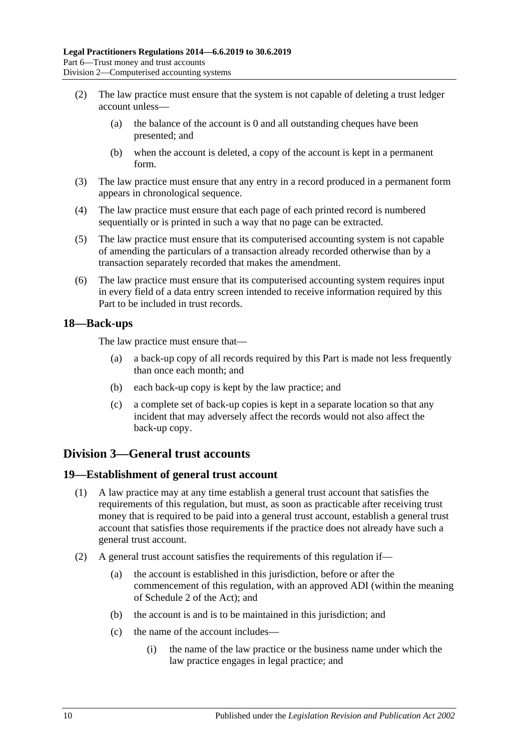(2) The law practice must ensure that the system is not capable of deleting a trust ledger account unless—

(a) the balance of the account is 0 and all outstanding cheques have been presented; and

(b) when the account is deleted, a copy of the account is kept in a permanent form.

(3) The law practice must ensure that any entry in a record produced in a permanent form appears in chronological sequence.

(4) The law practice must ensure that each page of each printed record is numbered sequentially or is printed in such a way that no page can be extracted.

(5) The law practice must ensure that its computerised accounting system is not capable of amending the particulars of a transaction already recorded otherwise than by a transaction separately recorded that makes the amendment.

(6) The law practice must ensure that its computerised accounting system requires input in every field of a data entry screen intended to receive information required by this Part to be included in trust records.

## 18—Back-ups

The law practice must ensure that—

(a) a back-up copy of all records required by this Part is made not less frequently than once each month; and

(b) each back-up copy is kept by the law practice; and

(c) a complete set of back-up copies is kept in a separate location so that any incident that may adversely affect the records would not also affect the back-up copy.

# Division 3—General trust accounts

## 19—Establishment of general trust account

(1) A law practice may at any time establish a general trust account that satisfies the requirements of this regulation, but must, as soon as practicable after receiving trust money that is required to be paid into a general trust account, establish a general trust account that satisfies those requirements if the practice does not already have such a general trust account.

(2) A general trust account satisfies the requirements of this regulation if—

(a) the account is established in this jurisdiction, before or after the commencement of this regulation, with an approved ADI (within the meaning of Schedule 2 of the Act); and

(b) the account is and is to be maintained in this jurisdiction; and

(c) the name of the account includes—

(i) the name of the law practice or the business name under which the law practice engages in legal practice; and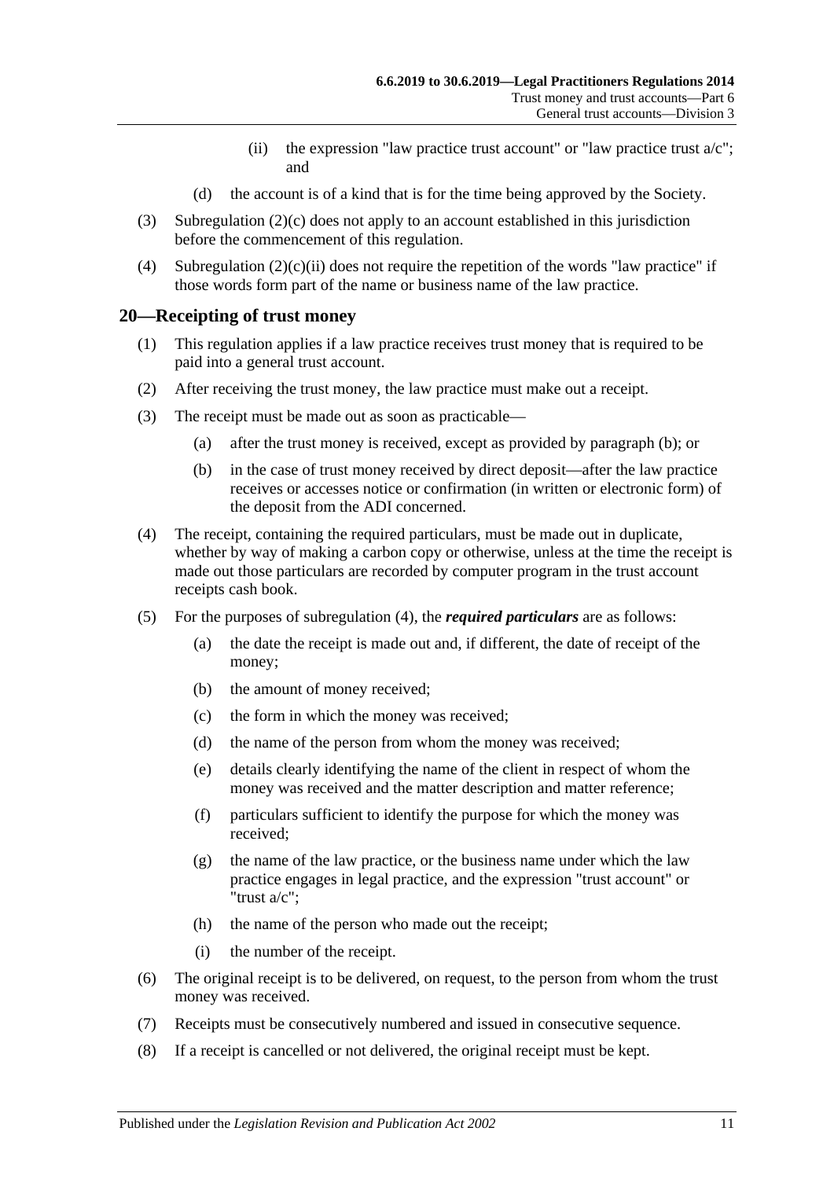(ii) the expression "law practice trust account" or "law practice trust a/c"; and

(d) the account is of a kind that is for the time being approved by the Society.

(3) Subregulation (2)(c) does not apply to an account established in this jurisdiction before the commencement of this regulation.

(4) Subregulation (2)(c)(ii) does not require the repetition of the words "law practice" if those words form part of the name or business name of the law practice.

## 20—Receipting of trust money

(1) This regulation applies if a law practice receives trust money that is required to be paid into a general trust account.

(2) After receiving the trust money, the law practice must make out a receipt.

(3) The receipt must be made out as soon as practicable—

(a) after the trust money is received, except as provided by paragraph (b); or

(b) in the case of trust money received by direct deposit—after the law practice receives or accesses notice or confirmation (in written or electronic form) of the deposit from the ADI concerned.

(4) The receipt, containing the required particulars, must be made out in duplicate, whether by way of making a carbon copy or otherwise, unless at the time the receipt is made out those particulars are recorded by computer program in the trust account receipts cash book.

(5) For the purposes of subregulation (4), the ***required particulars*** are as follows:

(a) the date the receipt is made out and, if different, the date of receipt of the money;

(b) the amount of money received;

(c) the form in which the money was received;

(d) the name of the person from whom the money was received;

(e) details clearly identifying the name of the client in respect of whom the money was received and the matter description and matter reference;

(f) particulars sufficient to identify the purpose for which the money was received;

(g) the name of the law practice, or the business name under which the law practice engages in legal practice, and the expression "trust account" or "trust a/c";

(h) the name of the person who made out the receipt;

(i) the number of the receipt.

(6) The original receipt is to be delivered, on request, to the person from whom the trust money was received.

(7) Receipts must be consecutively numbered and issued in consecutive sequence.

(8) If a receipt is cancelled or not delivered, the original receipt must be kept.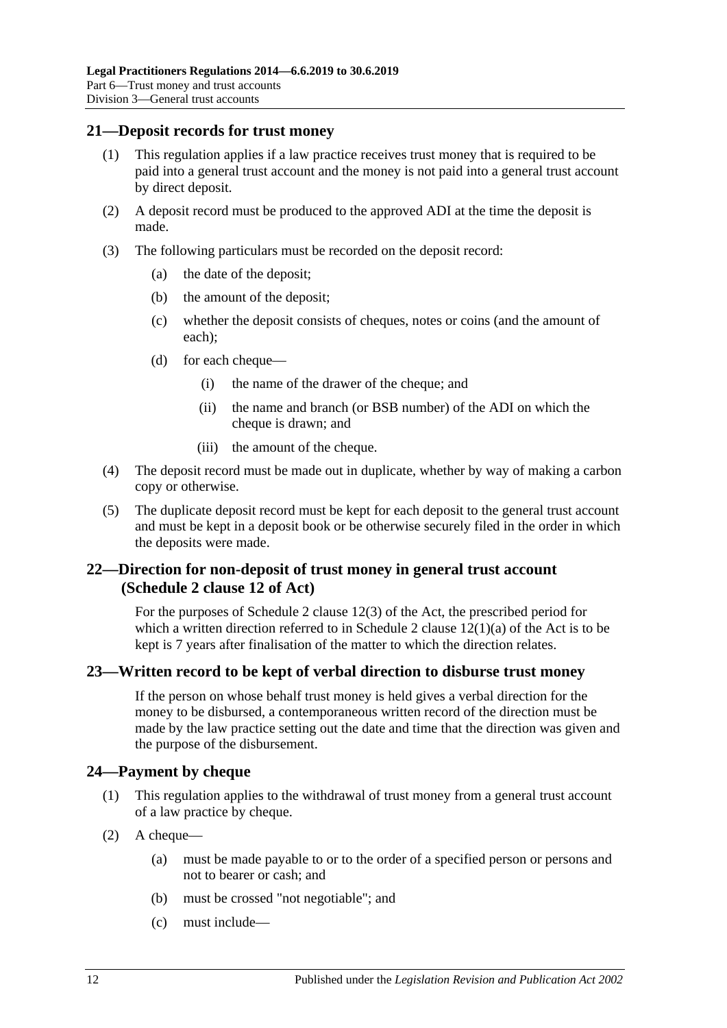## 21—Deposit records for trust money

(1) This regulation applies if a law practice receives trust money that is required to be paid into a general trust account and the money is not paid into a general trust account by direct deposit.

(2) A deposit record must be produced to the approved ADI at the time the deposit is made.

(3) The following particulars must be recorded on the deposit record:

- (a) the date of the deposit;
- (b) the amount of the deposit;
- (c) whether the deposit consists of cheques, notes or coins (and the amount of each);
- (d) for each cheque—
  - (i) the name of the drawer of the cheque; and
  - (ii) the name and branch (or BSB number) of the ADI on which the cheque is drawn; and
  - (iii) the amount of the cheque.

(4) The deposit record must be made out in duplicate, whether by way of making a carbon copy or otherwise.

(5) The duplicate deposit record must be kept for each deposit to the general trust account and must be kept in a deposit book or be otherwise securely filed in the order in which the deposits were made.

## 22—Direction for non-deposit of trust money in general trust account (Schedule 2 clause 12 of Act)

For the purposes of Schedule 2 clause 12(3) of the Act, the prescribed period for which a written direction referred to in Schedule 2 clause 12(1)(a) of the Act is to be kept is 7 years after finalisation of the matter to which the direction relates.

## 23—Written record to be kept of verbal direction to disburse trust money

If the person on whose behalf trust money is held gives a verbal direction for the money to be disbursed, a contemporaneous written record of the direction must be made by the law practice setting out the date and time that the direction was given and the purpose of the disbursement.

## 24—Payment by cheque

(1) This regulation applies to the withdrawal of trust money from a general trust account of a law practice by cheque.

(2) A cheque—

- (a) must be made payable to or to the order of a specified person or persons and not to bearer or cash; and
- (b) must be crossed "not negotiable"; and
- (c) must include—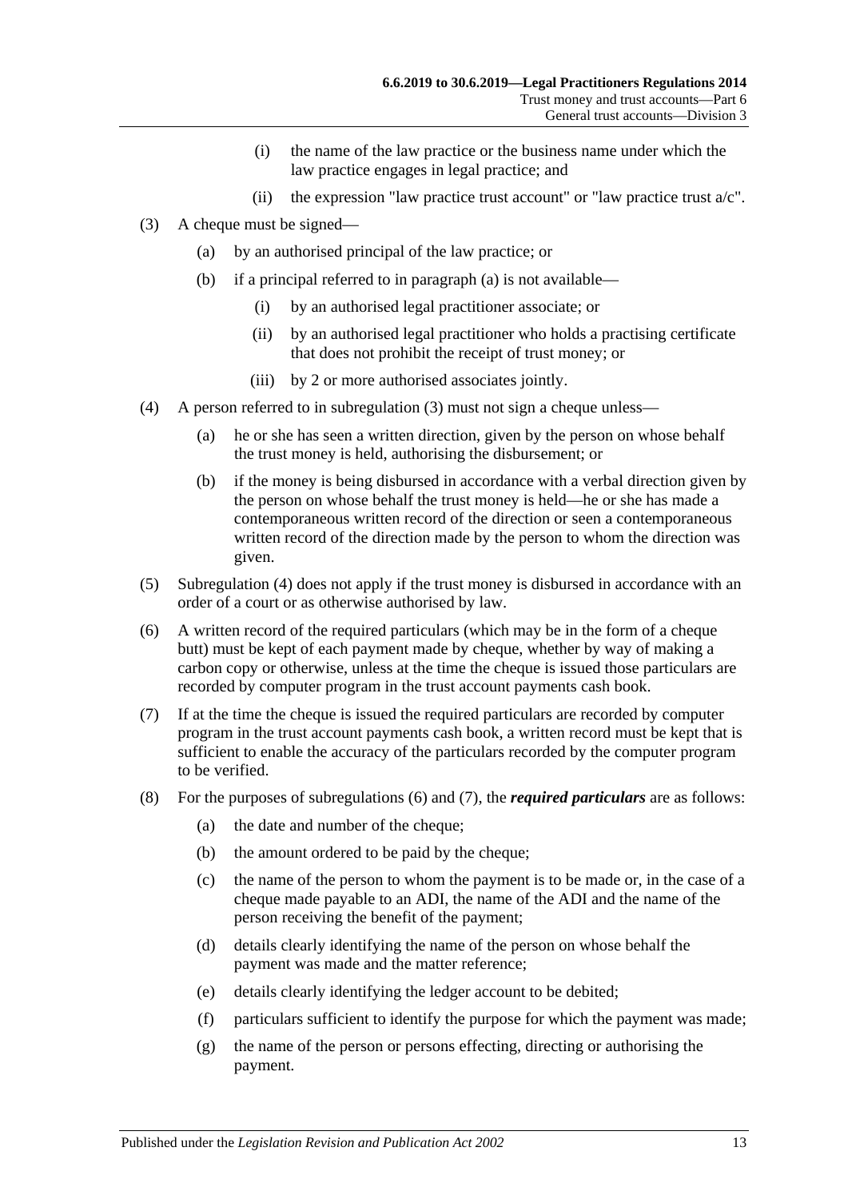(i) the name of the law practice or the business name under which the law practice engages in legal practice; and

(ii) the expression "law practice trust account" or "law practice trust a/c".

(3) A cheque must be signed—

(a) by an authorised principal of the law practice; or

(b) if a principal referred to in paragraph (a) is not available—

(i) by an authorised legal practitioner associate; or

(ii) by an authorised legal practitioner who holds a practising certificate that does not prohibit the receipt of trust money; or

(iii) by 2 or more authorised associates jointly.

(4) A person referred to in subregulation (3) must not sign a cheque unless—

(a) he or she has seen a written direction, given by the person on whose behalf the trust money is held, authorising the disbursement; or

(b) if the money is being disbursed in accordance with a verbal direction given by the person on whose behalf the trust money is held—he or she has made a contemporaneous written record of the direction or seen a contemporaneous written record of the direction made by the person to whom the direction was given.

(5) Subregulation (4) does not apply if the trust money is disbursed in accordance with an order of a court or as otherwise authorised by law.

(6) A written record of the required particulars (which may be in the form of a cheque butt) must be kept of each payment made by cheque, whether by way of making a carbon copy or otherwise, unless at the time the cheque is issued those particulars are recorded by computer program in the trust account payments cash book.

(7) If at the time the cheque is issued the required particulars are recorded by computer program in the trust account payments cash book, a written record must be kept that is sufficient to enable the accuracy of the particulars recorded by the computer program to be verified.

(8) For the purposes of subregulations (6) and (7), the ***required particulars*** are as follows:

(a) the date and number of the cheque;

(b) the amount ordered to be paid by the cheque;

(c) the name of the person to whom the payment is to be made or, in the case of a cheque made payable to an ADI, the name of the ADI and the name of the person receiving the benefit of the payment;

(d) details clearly identifying the name of the person on whose behalf the payment was made and the matter reference;

(e) details clearly identifying the ledger account to be debited;

(f) particulars sufficient to identify the purpose for which the payment was made;

(g) the name of the person or persons effecting, directing or authorising the payment.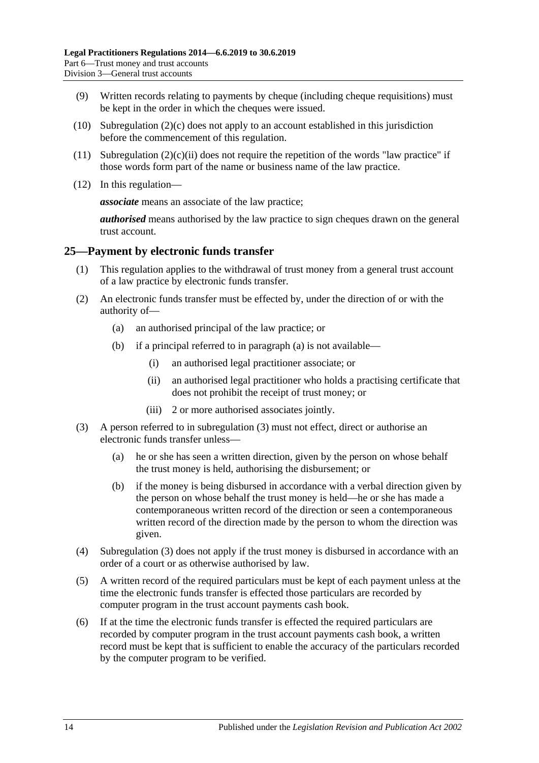(9) Written records relating to payments by cheque (including cheque requisitions) must be kept in the order in which the cheques were issued.

(10) Subregulation (2)(c) does not apply to an account established in this jurisdiction before the commencement of this regulation.

(11) Subregulation (2)(c)(ii) does not require the repetition of the words "law practice" if those words form part of the name or business name of the law practice.

(12) In this regulation—

***associate*** means an associate of the law practice;

***authorised*** means authorised by the law practice to sign cheques drawn on the general trust account.

## 25—Payment by electronic funds transfer

(1) This regulation applies to the withdrawal of trust money from a general trust account of a law practice by electronic funds transfer.

(2) An electronic funds transfer must be effected by, under the direction of or with the authority of—

- (a) an authorised principal of the law practice; or
- (b) if a principal referred to in paragraph (a) is not available—
  - (i) an authorised legal practitioner associate; or
  - (ii) an authorised legal practitioner who holds a practising certificate that does not prohibit the receipt of trust money; or
  - (iii) 2 or more authorised associates jointly.

(3) A person referred to in subregulation (3) must not effect, direct or authorise an electronic funds transfer unless—

- (a) he or she has seen a written direction, given by the person on whose behalf the trust money is held, authorising the disbursement; or
- (b) if the money is being disbursed in accordance with a verbal direction given by the person on whose behalf the trust money is held—he or she has made a contemporaneous written record of the direction or seen a contemporaneous written record of the direction made by the person to whom the direction was given.

(4) Subregulation (3) does not apply if the trust money is disbursed in accordance with an order of a court or as otherwise authorised by law.

(5) A written record of the required particulars must be kept of each payment unless at the time the electronic funds transfer is effected those particulars are recorded by computer program in the trust account payments cash book.

(6) If at the time the electronic funds transfer is effected the required particulars are recorded by computer program in the trust account payments cash book, a written record must be kept that is sufficient to enable the accuracy of the particulars recorded by the computer program to be verified.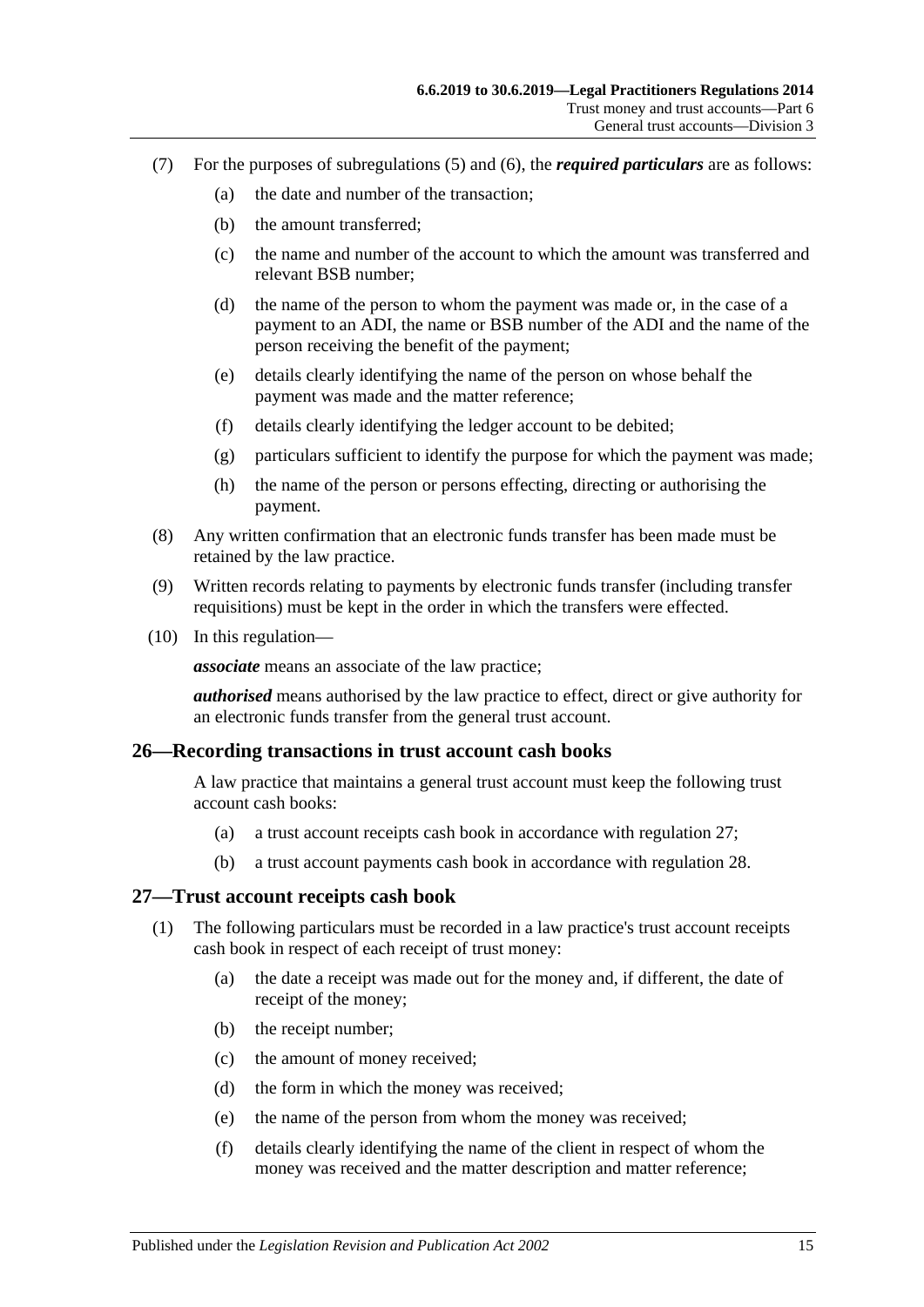(7) For the purposes of subregulations (5) and (6), the ***required particulars*** are as follows:

- (a) the date and number of the transaction;
- (b) the amount transferred;
- (c) the name and number of the account to which the amount was transferred and relevant BSB number;
- (d) the name of the person to whom the payment was made or, in the case of a payment to an ADI, the name or BSB number of the ADI and the name of the person receiving the benefit of the payment;
- (e) details clearly identifying the name of the person on whose behalf the payment was made and the matter reference;
- (f) details clearly identifying the ledger account to be debited;
- (g) particulars sufficient to identify the purpose for which the payment was made;
- (h) the name of the person or persons effecting, directing or authorising the payment.

(8) Any written confirmation that an electronic funds transfer has been made must be retained by the law practice.

(9) Written records relating to payments by electronic funds transfer (including transfer requisitions) must be kept in the order in which the transfers were effected.

(10) In this regulation—

***associate*** means an associate of the law practice;

***authorised*** means authorised by the law practice to effect, direct or give authority for an electronic funds transfer from the general trust account.

## 26—Recording transactions in trust account cash books

A law practice that maintains a general trust account must keep the following trust account cash books:

- (a) a trust account receipts cash book in accordance with regulation 27;
- (b) a trust account payments cash book in accordance with regulation 28.

## 27—Trust account receipts cash book

(1) The following particulars must be recorded in a law practice's trust account receipts cash book in respect of each receipt of trust money:

- (a) the date a receipt was made out for the money and, if different, the date of receipt of the money;
- (b) the receipt number;
- (c) the amount of money received;
- (d) the form in which the money was received;
- (e) the name of the person from whom the money was received;
- (f) details clearly identifying the name of the client in respect of whom the money was received and the matter description and matter reference;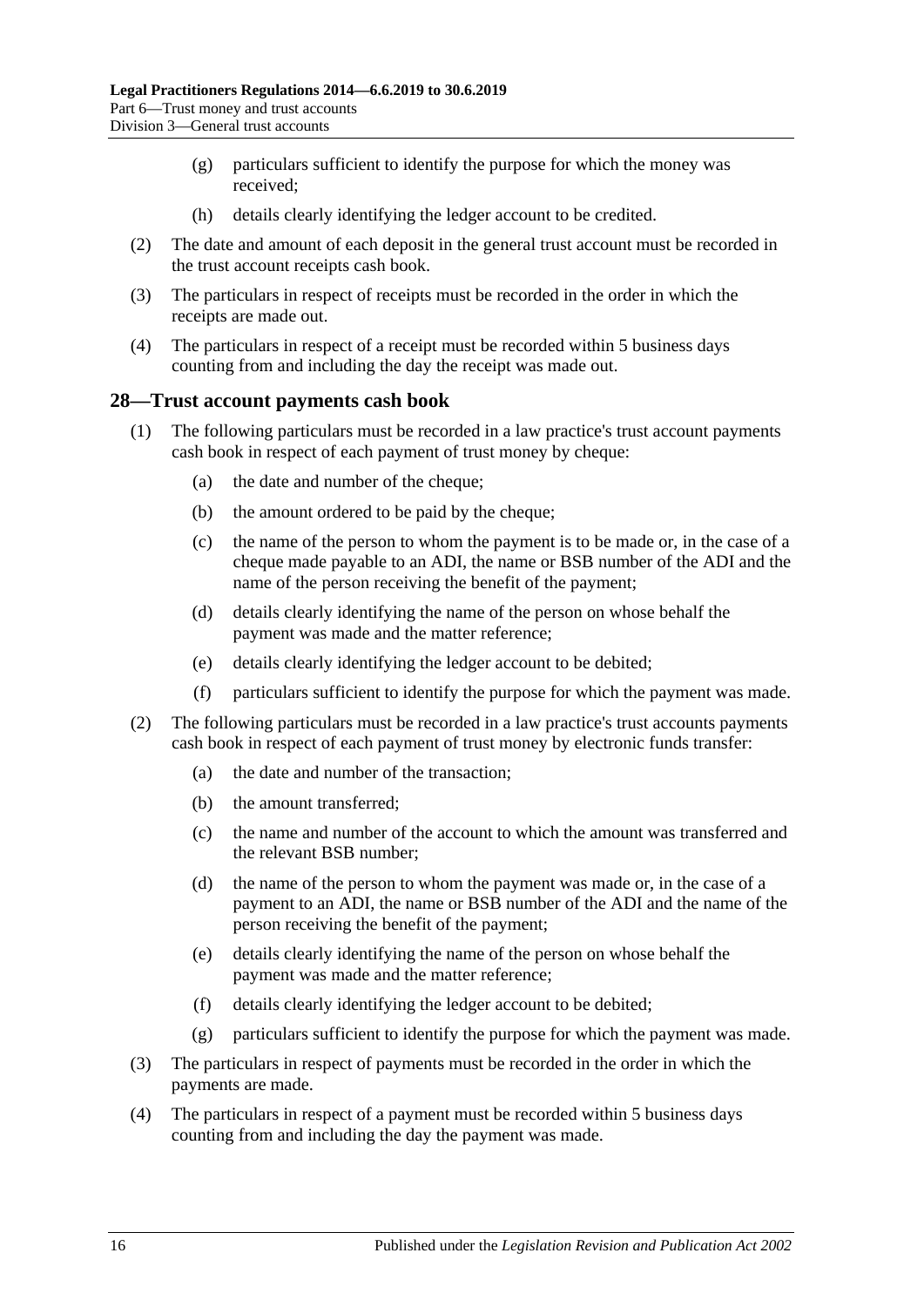(g) particulars sufficient to identify the purpose for which the money was received;

(h) details clearly identifying the ledger account to be credited.

(2) The date and amount of each deposit in the general trust account must be recorded in the trust account receipts cash book.

(3) The particulars in respect of receipts must be recorded in the order in which the receipts are made out.

(4) The particulars in respect of a receipt must be recorded within 5 business days counting from and including the day the receipt was made out.

## 28—Trust account payments cash book

(1) The following particulars must be recorded in a law practice's trust account payments cash book in respect of each payment of trust money by cheque:

(a) the date and number of the cheque;

(b) the amount ordered to be paid by the cheque;

(c) the name of the person to whom the payment is to be made or, in the case of a cheque made payable to an ADI, the name or BSB number of the ADI and the name of the person receiving the benefit of the payment;

(d) details clearly identifying the name of the person on whose behalf the payment was made and the matter reference;

(e) details clearly identifying the ledger account to be debited;

(f) particulars sufficient to identify the purpose for which the payment was made.

(2) The following particulars must be recorded in a law practice's trust accounts payments cash book in respect of each payment of trust money by electronic funds transfer:

(a) the date and number of the transaction;

(b) the amount transferred;

(c) the name and number of the account to which the amount was transferred and the relevant BSB number;

(d) the name of the person to whom the payment was made or, in the case of a payment to an ADI, the name or BSB number of the ADI and the name of the person receiving the benefit of the payment;

(e) details clearly identifying the name of the person on whose behalf the payment was made and the matter reference;

(f) details clearly identifying the ledger account to be debited;

(g) particulars sufficient to identify the purpose for which the payment was made.

(3) The particulars in respect of payments must be recorded in the order in which the payments are made.

(4) The particulars in respect of a payment must be recorded within 5 business days counting from and including the day the payment was made.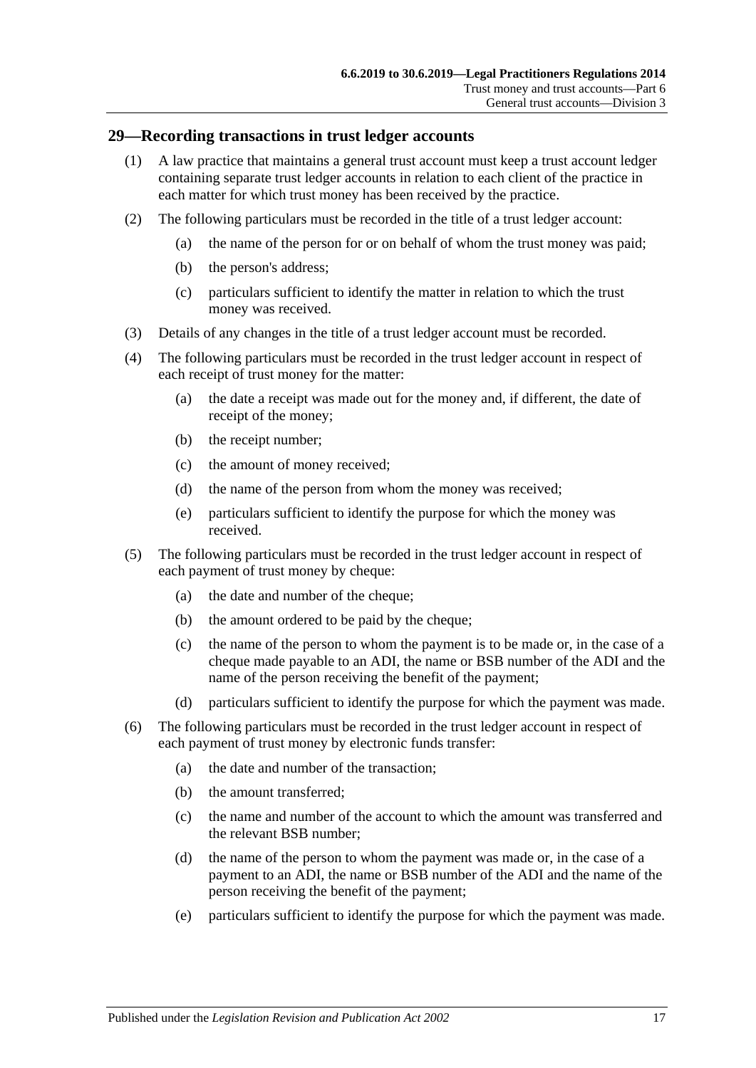## 29—Recording transactions in trust ledger accounts

(1) A law practice that maintains a general trust account must keep a trust account ledger containing separate trust ledger accounts in relation to each client of the practice in each matter for which trust money has been received by the practice.

(2) The following particulars must be recorded in the title of a trust ledger account:

- (a) the name of the person for or on behalf of whom the trust money was paid;
- (b) the person's address;
- (c) particulars sufficient to identify the matter in relation to which the trust money was received.

(3) Details of any changes in the title of a trust ledger account must be recorded.

(4) The following particulars must be recorded in the trust ledger account in respect of each receipt of trust money for the matter:

- (a) the date a receipt was made out for the money and, if different, the date of receipt of the money;
- (b) the receipt number;
- (c) the amount of money received;
- (d) the name of the person from whom the money was received;
- (e) particulars sufficient to identify the purpose for which the money was received.

(5) The following particulars must be recorded in the trust ledger account in respect of each payment of trust money by cheque:

- (a) the date and number of the cheque;
- (b) the amount ordered to be paid by the cheque;
- (c) the name of the person to whom the payment is to be made or, in the case of a cheque made payable to an ADI, the name or BSB number of the ADI and the name of the person receiving the benefit of the payment;
- (d) particulars sufficient to identify the purpose for which the payment was made.

(6) The following particulars must be recorded in the trust ledger account in respect of each payment of trust money by electronic funds transfer:

- (a) the date and number of the transaction;
- (b) the amount transferred;
- (c) the name and number of the account to which the amount was transferred and the relevant BSB number;
- (d) the name of the person to whom the payment was made or, in the case of a payment to an ADI, the name or BSB number of the ADI and the name of the person receiving the benefit of the payment;
- (e) particulars sufficient to identify the purpose for which the payment was made.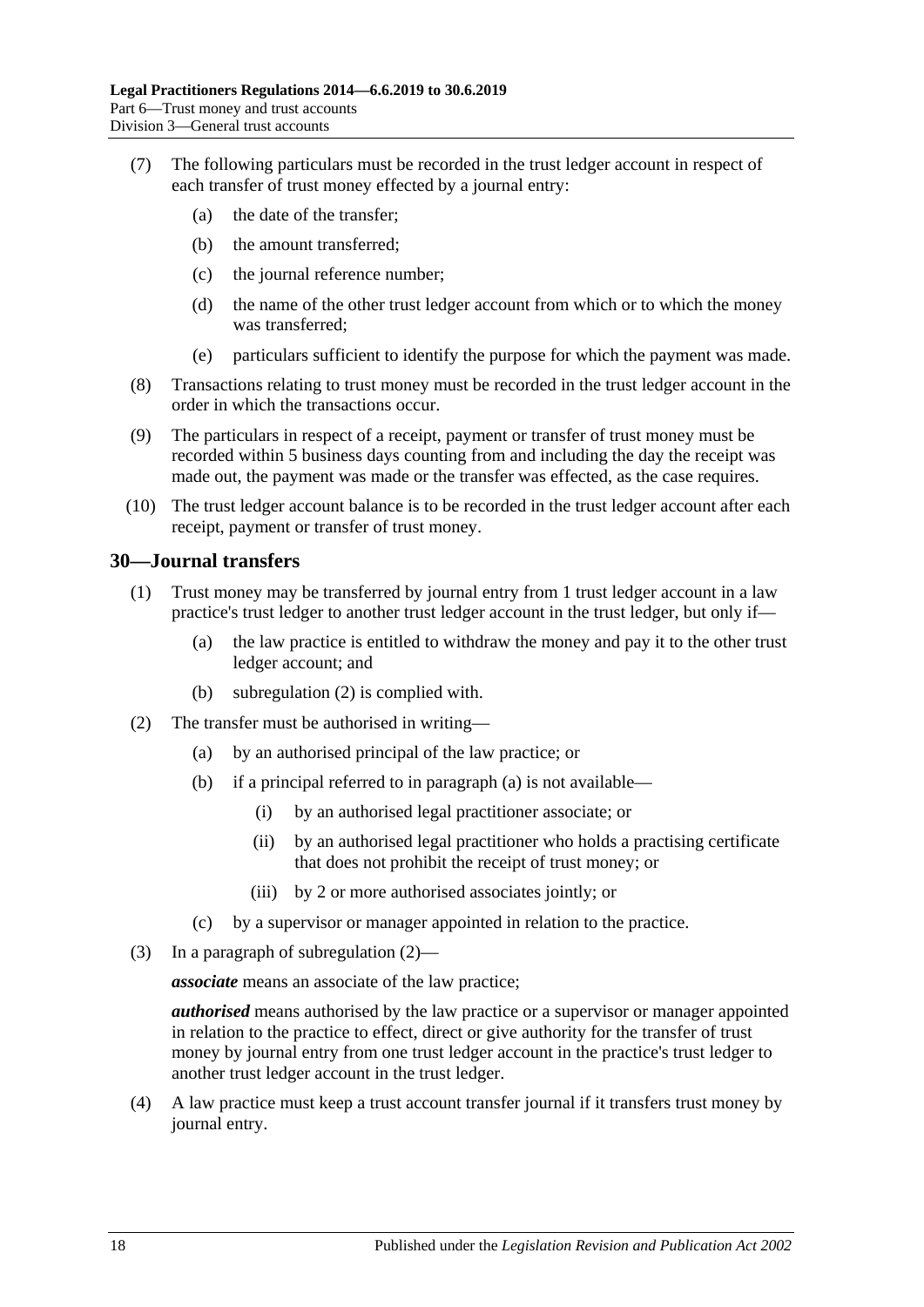(7) The following particulars must be recorded in the trust ledger account in respect of each transfer of trust money effected by a journal entry:

- (a) the date of the transfer;
- (b) the amount transferred;
- (c) the journal reference number;
- (d) the name of the other trust ledger account from which or to which the money was transferred;
- (e) particulars sufficient to identify the purpose for which the payment was made.

(8) Transactions relating to trust money must be recorded in the trust ledger account in the order in which the transactions occur.

(9) The particulars in respect of a receipt, payment or transfer of trust money must be recorded within 5 business days counting from and including the day the receipt was made out, the payment was made or the transfer was effected, as the case requires.

(10) The trust ledger account balance is to be recorded in the trust ledger account after each receipt, payment or transfer of trust money.

## 30—Journal transfers

(1) Trust money may be transferred by journal entry from 1 trust ledger account in a law practice's trust ledger to another trust ledger account in the trust ledger, but only if—

- (a) the law practice is entitled to withdraw the money and pay it to the other trust ledger account; and
- (b) subregulation (2) is complied with.

(2) The transfer must be authorised in writing—

- (a) by an authorised principal of the law practice; or
- (b) if a principal referred to in paragraph (a) is not available—
  - (i) by an authorised legal practitioner associate; or
  - (ii) by an authorised legal practitioner who holds a practising certificate that does not prohibit the receipt of trust money; or
  - (iii) by 2 or more authorised associates jointly; or
- (c) by a supervisor or manager appointed in relation to the practice.

(3) In a paragraph of subregulation (2)—

***associate*** means an associate of the law practice;

***authorised*** means authorised by the law practice or a supervisor or manager appointed in relation to the practice to effect, direct or give authority for the transfer of trust money by journal entry from one trust ledger account in the practice's trust ledger to another trust ledger account in the trust ledger.

(4) A law practice must keep a trust account transfer journal if it transfers trust money by journal entry.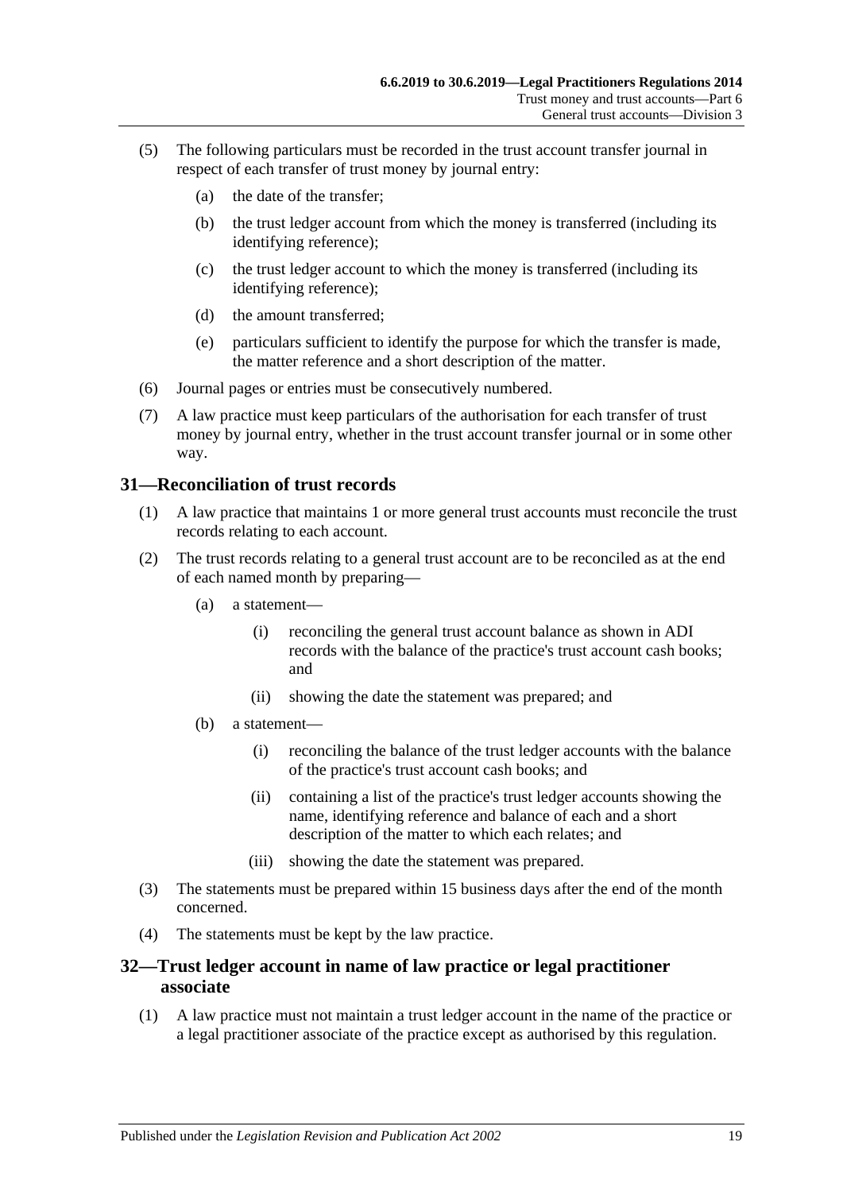(5) The following particulars must be recorded in the trust account transfer journal in respect of each transfer of trust money by journal entry:

   (a) the date of the transfer;

   (b) the trust ledger account from which the money is transferred (including its identifying reference);

   (c) the trust ledger account to which the money is transferred (including its identifying reference);

   (d) the amount transferred;

   (e) particulars sufficient to identify the purpose for which the transfer is made, the matter reference and a short description of the matter.

(6) Journal pages or entries must be consecutively numbered.

(7) A law practice must keep particulars of the authorisation for each transfer of trust money by journal entry, whether in the trust account transfer journal or in some other way.

## 31—Reconciliation of trust records

(1) A law practice that maintains 1 or more general trust accounts must reconcile the trust records relating to each account.

(2) The trust records relating to a general trust account are to be reconciled as at the end of each named month by preparing—

   (a) a statement—

      (i) reconciling the general trust account balance as shown in ADI records with the balance of the practice's trust account cash books; and

      (ii) showing the date the statement was prepared; and

   (b) a statement—

      (i) reconciling the balance of the trust ledger accounts with the balance of the practice's trust account cash books; and

      (ii) containing a list of the practice's trust ledger accounts showing the name, identifying reference and balance of each and a short description of the matter to which each relates; and

      (iii) showing the date the statement was prepared.

(3) The statements must be prepared within 15 business days after the end of the month concerned.

(4) The statements must be kept by the law practice.

## 32—Trust ledger account in name of law practice or legal practitioner associate

(1) A law practice must not maintain a trust ledger account in the name of the practice or a legal practitioner associate of the practice except as authorised by this regulation.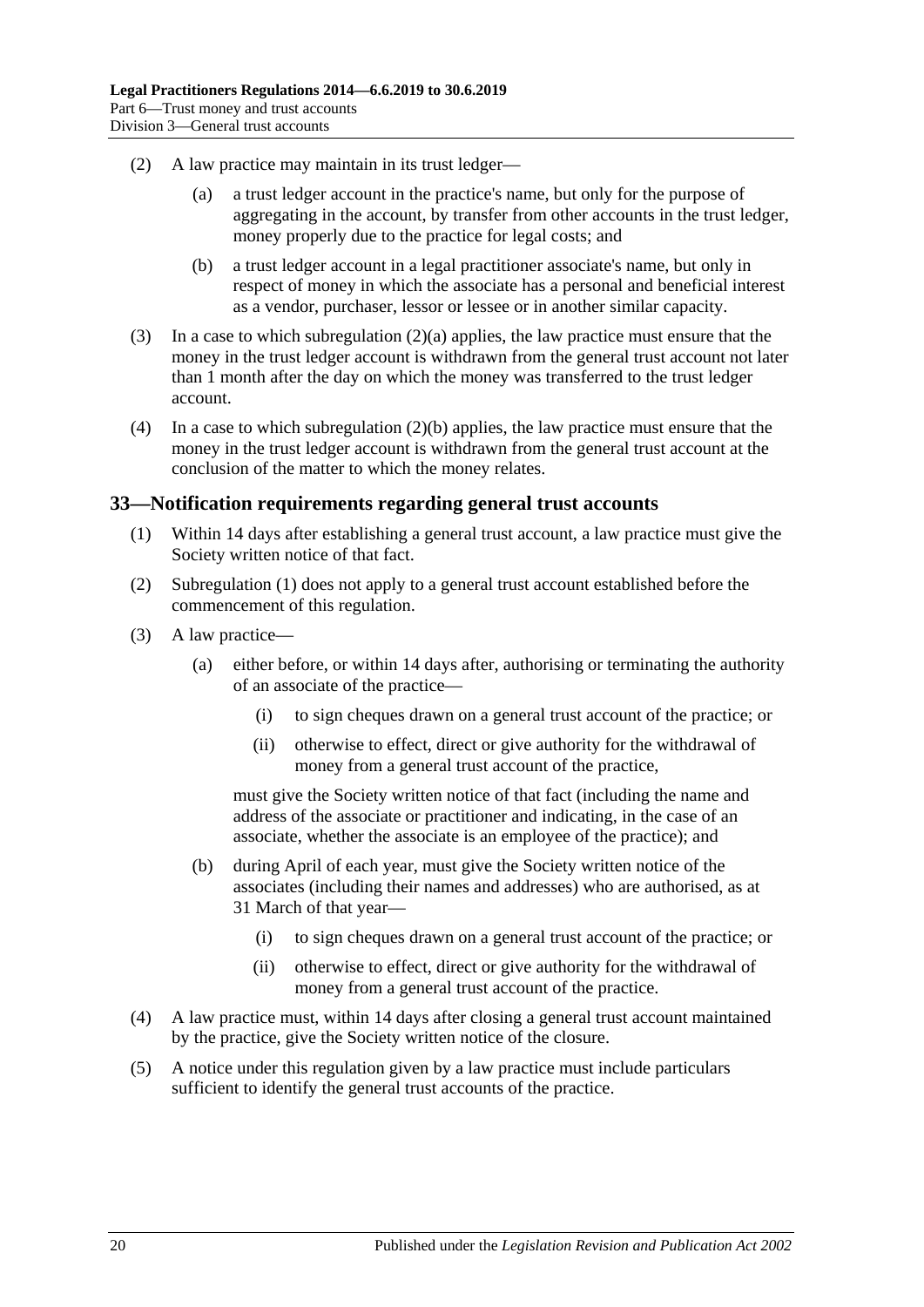(2) A law practice may maintain in its trust ledger—

(a) a trust ledger account in the practice's name, but only for the purpose of aggregating in the account, by transfer from other accounts in the trust ledger, money properly due to the practice for legal costs; and

(b) a trust ledger account in a legal practitioner associate's name, but only in respect of money in which the associate has a personal and beneficial interest as a vendor, purchaser, lessor or lessee or in another similar capacity.

(3) In a case to which subregulation (2)(a) applies, the law practice must ensure that the money in the trust ledger account is withdrawn from the general trust account not later than 1 month after the day on which the money was transferred to the trust ledger account.

(4) In a case to which subregulation (2)(b) applies, the law practice must ensure that the money in the trust ledger account is withdrawn from the general trust account at the conclusion of the matter to which the money relates.

## 33—Notification requirements regarding general trust accounts

(1) Within 14 days after establishing a general trust account, a law practice must give the Society written notice of that fact.

(2) Subregulation (1) does not apply to a general trust account established before the commencement of this regulation.

(3) A law practice—

(a) either before, or within 14 days after, authorising or terminating the authority of an associate of the practice—

(i) to sign cheques drawn on a general trust account of the practice; or

(ii) otherwise to effect, direct or give authority for the withdrawal of money from a general trust account of the practice,

must give the Society written notice of that fact (including the name and address of the associate or practitioner and indicating, in the case of an associate, whether the associate is an employee of the practice); and

(b) during April of each year, must give the Society written notice of the associates (including their names and addresses) who are authorised, as at 31 March of that year—

(i) to sign cheques drawn on a general trust account of the practice; or

(ii) otherwise to effect, direct or give authority for the withdrawal of money from a general trust account of the practice.

(4) A law practice must, within 14 days after closing a general trust account maintained by the practice, give the Society written notice of the closure.

(5) A notice under this regulation given by a law practice must include particulars sufficient to identify the general trust accounts of the practice.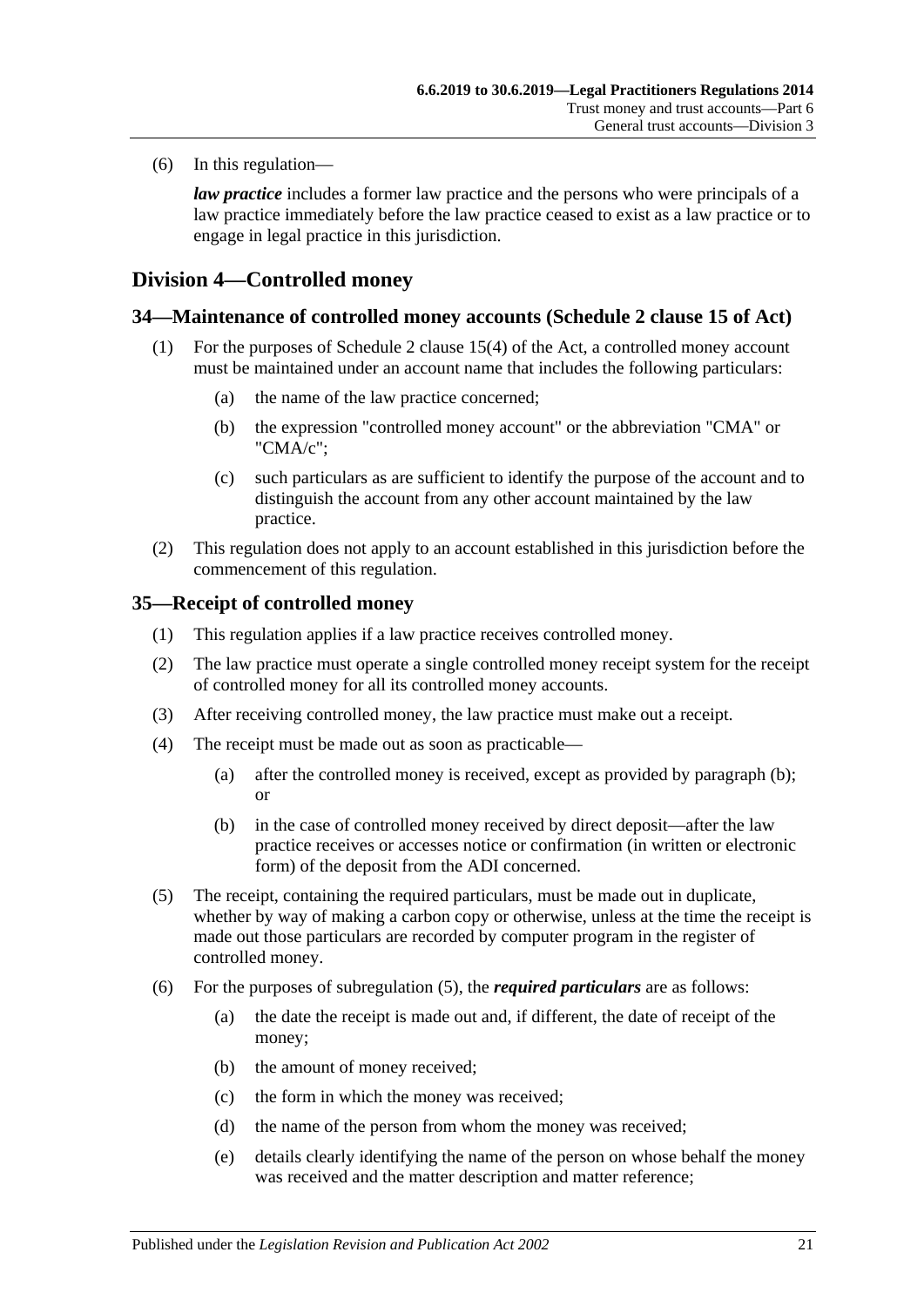(6) In this regulation—

***law practice*** includes a former law practice and the persons who were principals of a law practice immediately before the law practice ceased to exist as a law practice or to engage in legal practice in this jurisdiction.

## Division 4—Controlled money

### 34—Maintenance of controlled money accounts (Schedule 2 clause 15 of Act)

(1) For the purposes of Schedule 2 clause 15(4) of the Act, a controlled money account must be maintained under an account name that includes the following particulars:

(a) the name of the law practice concerned;

(b) the expression "controlled money account" or the abbreviation "CMA" or "CMA/c";

(c) such particulars as are sufficient to identify the purpose of the account and to distinguish the account from any other account maintained by the law practice.

(2) This regulation does not apply to an account established in this jurisdiction before the commencement of this regulation.

### 35—Receipt of controlled money

(1) This regulation applies if a law practice receives controlled money.

(2) The law practice must operate a single controlled money receipt system for the receipt of controlled money for all its controlled money accounts.

(3) After receiving controlled money, the law practice must make out a receipt.

(4) The receipt must be made out as soon as practicable—

(a) after the controlled money is received, except as provided by paragraph (b); or

(b) in the case of controlled money received by direct deposit—after the law practice receives or accesses notice or confirmation (in written or electronic form) of the deposit from the ADI concerned.

(5) The receipt, containing the required particulars, must be made out in duplicate, whether by way of making a carbon copy or otherwise, unless at the time the receipt is made out those particulars are recorded by computer program in the register of controlled money.

(6) For the purposes of subregulation (5), the ***required particulars*** are as follows:

(a) the date the receipt is made out and, if different, the date of receipt of the money;

(b) the amount of money received;

(c) the form in which the money was received;

(d) the name of the person from whom the money was received;

(e) details clearly identifying the name of the person on whose behalf the money was received and the matter description and matter reference;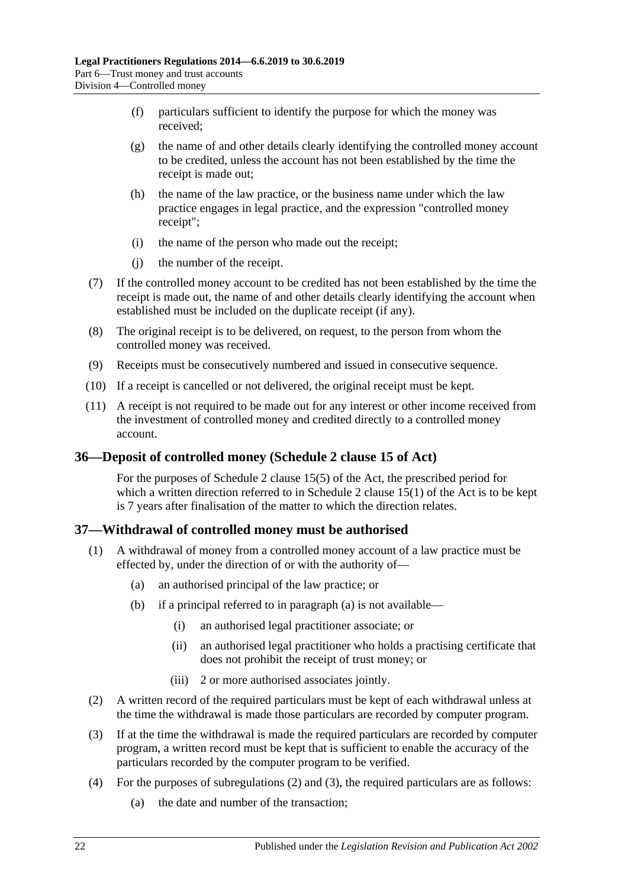(f) particulars sufficient to identify the purpose for which the money was received;

(g) the name of and other details clearly identifying the controlled money account to be credited, unless the account has not been established by the time the receipt is made out;

(h) the name of the law practice, or the business name under which the law practice engages in legal practice, and the expression "controlled money receipt";

(i) the name of the person who made out the receipt;

(j) the number of the receipt.

(7) If the controlled money account to be credited has not been established by the time the receipt is made out, the name of and other details clearly identifying the account when established must be included on the duplicate receipt (if any).

(8) The original receipt is to be delivered, on request, to the person from whom the controlled money was received.

(9) Receipts must be consecutively numbered and issued in consecutive sequence.

(10) If a receipt is cancelled or not delivered, the original receipt must be kept.

(11) A receipt is not required to be made out for any interest or other income received from the investment of controlled money and credited directly to a controlled money account.

## 36—Deposit of controlled money (Schedule 2 clause 15 of Act)

For the purposes of Schedule 2 clause 15(5) of the Act, the prescribed period for which a written direction referred to in Schedule 2 clause 15(1) of the Act is to be kept is 7 years after finalisation of the matter to which the direction relates.

## 37—Withdrawal of controlled money must be authorised

(1) A withdrawal of money from a controlled money account of a law practice must be effected by, under the direction of or with the authority of—

(a) an authorised principal of the law practice; or

(b) if a principal referred to in paragraph (a) is not available—

(i) an authorised legal practitioner associate; or

(ii) an authorised legal practitioner who holds a practising certificate that does not prohibit the receipt of trust money; or

(iii) 2 or more authorised associates jointly.

(2) A written record of the required particulars must be kept of each withdrawal unless at the time the withdrawal is made those particulars are recorded by computer program.

(3) If at the time the withdrawal is made the required particulars are recorded by computer program, a written record must be kept that is sufficient to enable the accuracy of the particulars recorded by the computer program to be verified.

(4) For the purposes of subregulations (2) and (3), the required particulars are as follows:

(a) the date and number of the transaction;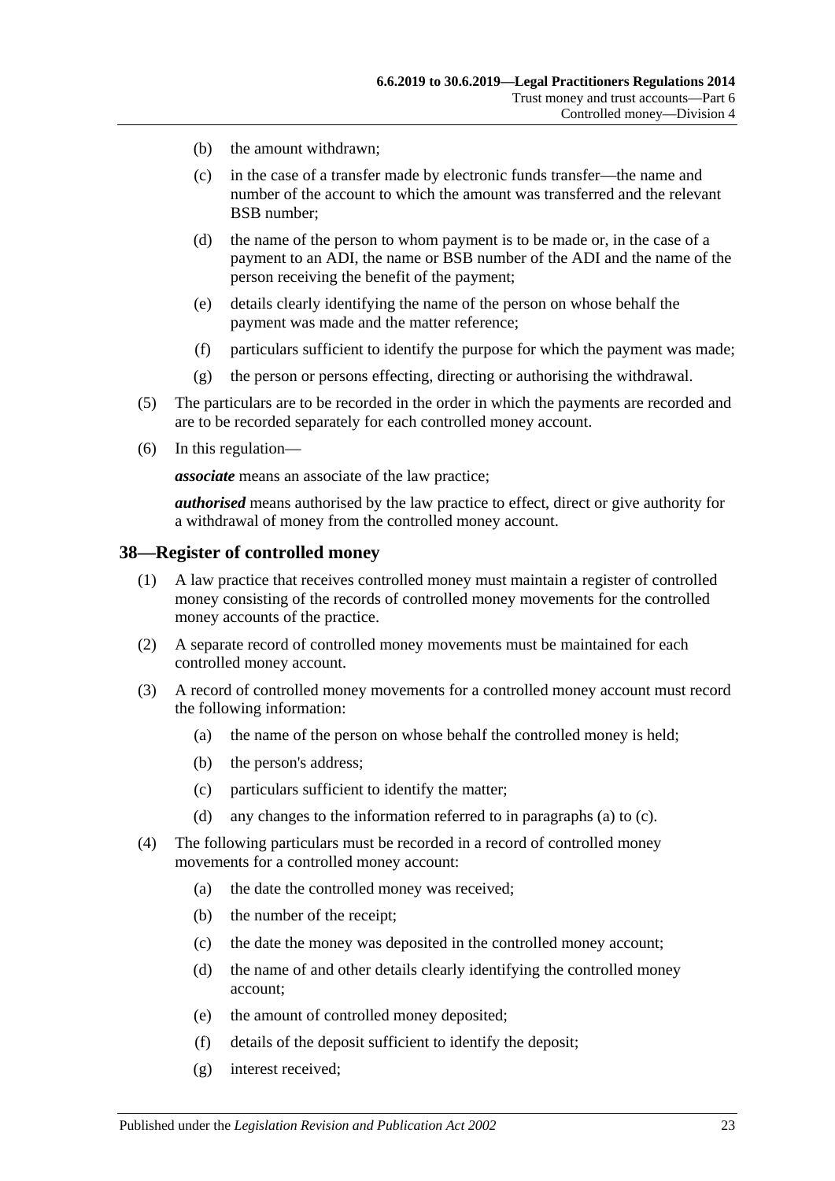(b) the amount withdrawn;

(c) in the case of a transfer made by electronic funds transfer—the name and number of the account to which the amount was transferred and the relevant BSB number;

(d) the name of the person to whom payment is to be made or, in the case of a payment to an ADI, the name or BSB number of the ADI and the name of the person receiving the benefit of the payment;

(e) details clearly identifying the name of the person on whose behalf the payment was made and the matter reference;

(f) particulars sufficient to identify the purpose for which the payment was made;

(g) the person or persons effecting, directing or authorising the withdrawal.

(5) The particulars are to be recorded in the order in which the payments are recorded and are to be recorded separately for each controlled money account.

(6) In this regulation—

***associate*** means an associate of the law practice;

***authorised*** means authorised by the law practice to effect, direct or give authority for a withdrawal of money from the controlled money account.

## 38—Register of controlled money

(1) A law practice that receives controlled money must maintain a register of controlled money consisting of the records of controlled money movements for the controlled money accounts of the practice.

(2) A separate record of controlled money movements must be maintained for each controlled money account.

(3) A record of controlled money movements for a controlled money account must record the following information:

(a) the name of the person on whose behalf the controlled money is held;

(b) the person's address;

(c) particulars sufficient to identify the matter;

(d) any changes to the information referred to in paragraphs (a) to (c).

(4) The following particulars must be recorded in a record of controlled money movements for a controlled money account:

(a) the date the controlled money was received;

(b) the number of the receipt;

(c) the date the money was deposited in the controlled money account;

(d) the name of and other details clearly identifying the controlled money account;

(e) the amount of controlled money deposited;

(f) details of the deposit sufficient to identify the deposit;

(g) interest received;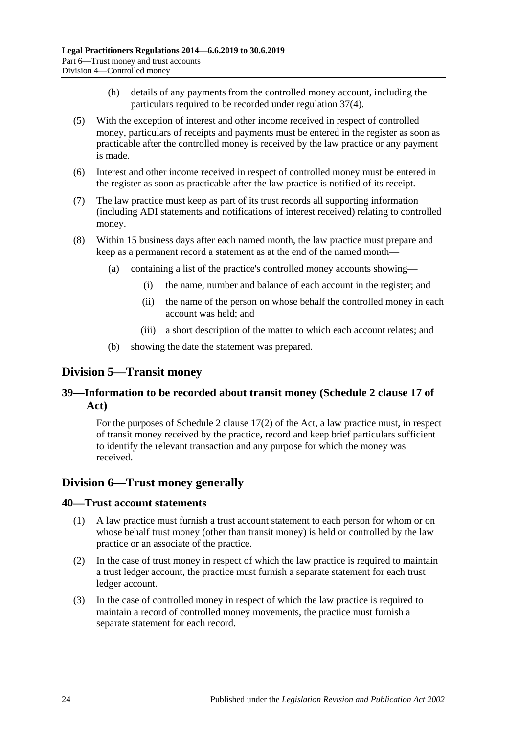(h) details of any payments from the controlled money account, including the particulars required to be recorded under regulation 37(4).

(5) With the exception of interest and other income received in respect of controlled money, particulars of receipts and payments must be entered in the register as soon as practicable after the controlled money is received by the law practice or any payment is made.

(6) Interest and other income received in respect of controlled money must be entered in the register as soon as practicable after the law practice is notified of its receipt.

(7) The law practice must keep as part of its trust records all supporting information (including ADI statements and notifications of interest received) relating to controlled money.

(8) Within 15 business days after each named month, the law practice must prepare and keep as a permanent record a statement as at the end of the named month—

(a) containing a list of the practice's controlled money accounts showing—

(i) the name, number and balance of each account in the register; and

(ii) the name of the person on whose behalf the controlled money in each account was held; and

(iii) a short description of the matter to which each account relates; and

(b) showing the date the statement was prepared.

## Division 5—Transit money

### 39—Information to be recorded about transit money (Schedule 2 clause 17 of Act)

For the purposes of Schedule 2 clause 17(2) of the Act, a law practice must, in respect of transit money received by the practice, record and keep brief particulars sufficient to identify the relevant transaction and any purpose for which the money was received.

## Division 6—Trust money generally

### 40—Trust account statements

(1) A law practice must furnish a trust account statement to each person for whom or on whose behalf trust money (other than transit money) is held or controlled by the law practice or an associate of the practice.

(2) In the case of trust money in respect of which the law practice is required to maintain a trust ledger account, the practice must furnish a separate statement for each trust ledger account.

(3) In the case of controlled money in respect of which the law practice is required to maintain a record of controlled money movements, the practice must furnish a separate statement for each record.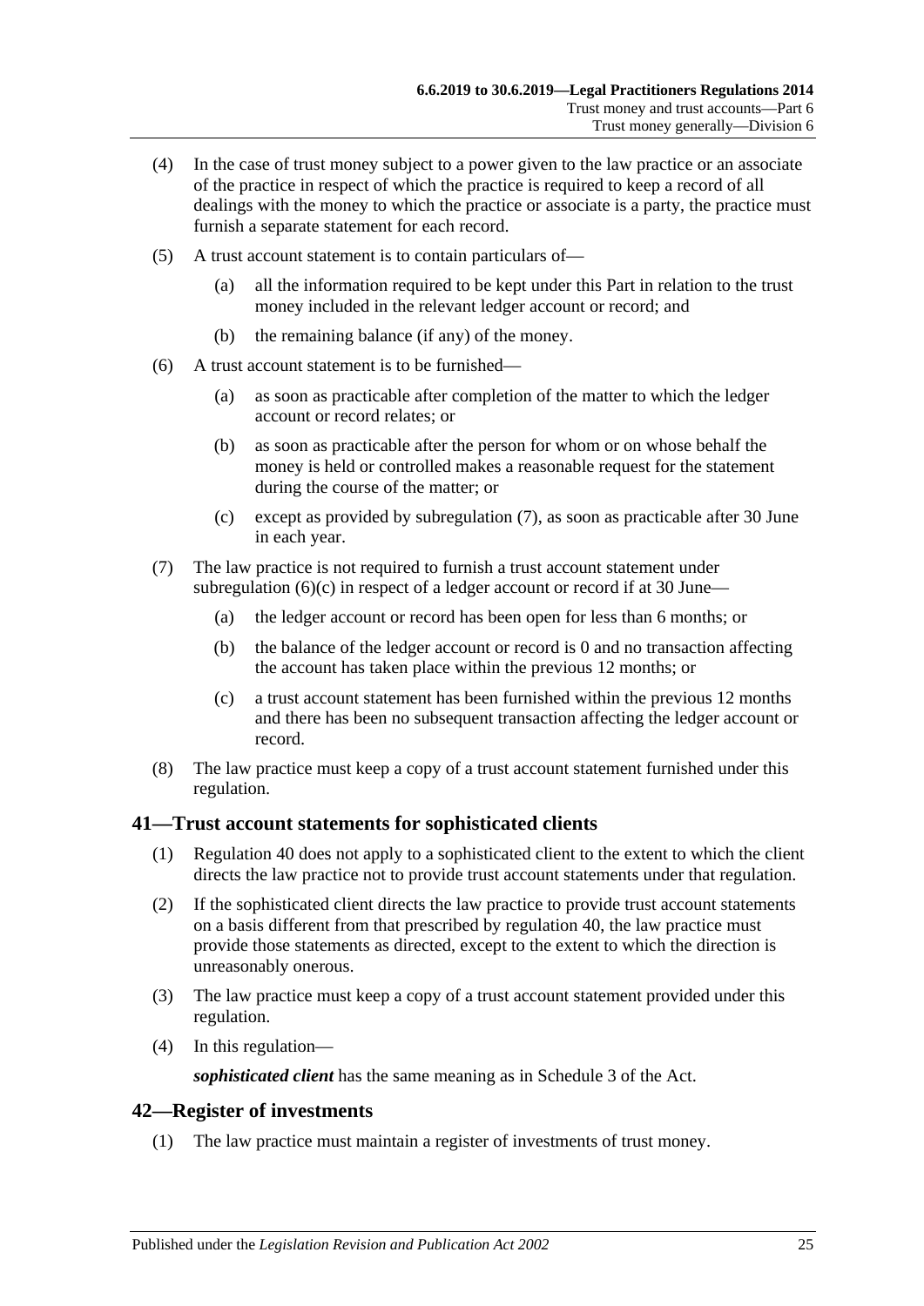(4) In the case of trust money subject to a power given to the law practice or an associate of the practice in respect of which the practice is required to keep a record of all dealings with the money to which the practice or associate is a party, the practice must furnish a separate statement for each record.

(5) A trust account statement is to contain particulars of—

(a) all the information required to be kept under this Part in relation to the trust money included in the relevant ledger account or record; and

(b) the remaining balance (if any) of the money.

(6) A trust account statement is to be furnished—

(a) as soon as practicable after completion of the matter to which the ledger account or record relates; or

(b) as soon as practicable after the person for whom or on whose behalf the money is held or controlled makes a reasonable request for the statement during the course of the matter; or

(c) except as provided by subregulation (7), as soon as practicable after 30 June in each year.

(7) The law practice is not required to furnish a trust account statement under subregulation (6)(c) in respect of a ledger account or record if at 30 June—

(a) the ledger account or record has been open for less than 6 months; or

(b) the balance of the ledger account or record is 0 and no transaction affecting the account has taken place within the previous 12 months; or

(c) a trust account statement has been furnished within the previous 12 months and there has been no subsequent transaction affecting the ledger account or record.

(8) The law practice must keep a copy of a trust account statement furnished under this regulation.

## 41—Trust account statements for sophisticated clients

(1) Regulation 40 does not apply to a sophisticated client to the extent to which the client directs the law practice not to provide trust account statements under that regulation.

(2) If the sophisticated client directs the law practice to provide trust account statements on a basis different from that prescribed by regulation 40, the law practice must provide those statements as directed, except to the extent to which the direction is unreasonably onerous.

(3) The law practice must keep a copy of a trust account statement provided under this regulation.

(4) In this regulation—

***sophisticated client*** has the same meaning as in Schedule 3 of the Act.

## 42—Register of investments

(1) The law practice must maintain a register of investments of trust money.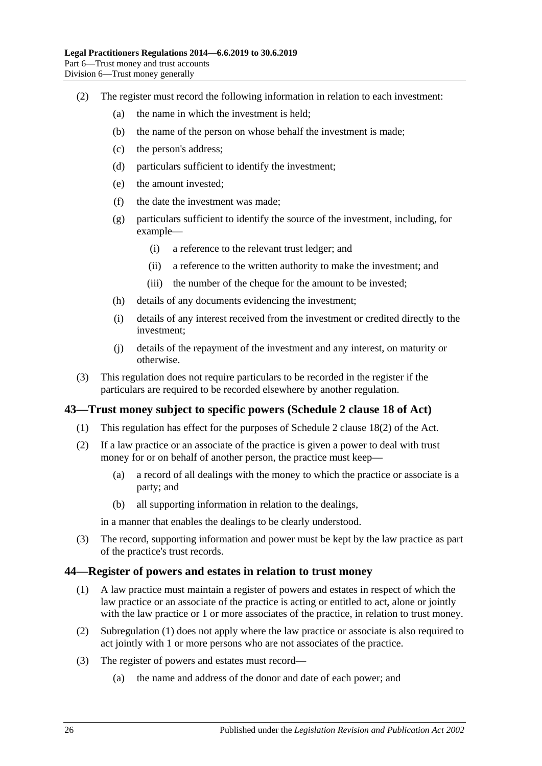(2) The register must record the following information in relation to each investment:

- (a) the name in which the investment is held;
- (b) the name of the person on whose behalf the investment is made;
- (c) the person's address;
- (d) particulars sufficient to identify the investment;
- (e) the amount invested;
- (f) the date the investment was made;
- (g) particulars sufficient to identify the source of the investment, including, for example—
  - (i) a reference to the relevant trust ledger; and
  - (ii) a reference to the written authority to make the investment; and
  - (iii) the number of the cheque for the amount to be invested;
- (h) details of any documents evidencing the investment;
- (i) details of any interest received from the investment or credited directly to the investment;
- (j) details of the repayment of the investment and any interest, on maturity or otherwise.

(3) This regulation does not require particulars to be recorded in the register if the particulars are required to be recorded elsewhere by another regulation.

## 43—Trust money subject to specific powers (Schedule 2 clause 18 of Act)

(1) This regulation has effect for the purposes of Schedule 2 clause 18(2) of the Act.

(2) If a law practice or an associate of the practice is given a power to deal with trust money for or on behalf of another person, the practice must keep—

- (a) a record of all dealings with the money to which the practice or associate is a party; and
- (b) all supporting information in relation to the dealings,

in a manner that enables the dealings to be clearly understood.

(3) The record, supporting information and power must be kept by the law practice as part of the practice's trust records.

## 44—Register of powers and estates in relation to trust money

(1) A law practice must maintain a register of powers and estates in respect of which the law practice or an associate of the practice is acting or entitled to act, alone or jointly with the law practice or 1 or more associates of the practice, in relation to trust money.

(2) Subregulation (1) does not apply where the law practice or associate is also required to act jointly with 1 or more persons who are not associates of the practice.

(3) The register of powers and estates must record—

- (a) the name and address of the donor and date of each power; and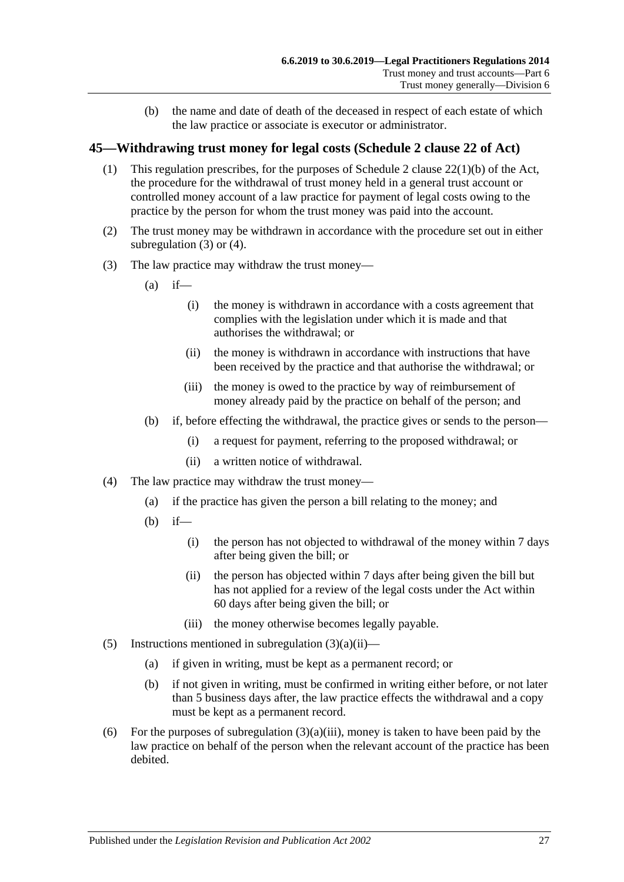(b) the name and date of death of the deceased in respect of each estate of which the law practice or associate is executor or administrator.

## 45—Withdrawing trust money for legal costs (Schedule 2 clause 22 of Act)

(1) This regulation prescribes, for the purposes of Schedule 2 clause 22(1)(b) of the Act, the procedure for the withdrawal of trust money held in a general trust account or controlled money account of a law practice for payment of legal costs owing to the practice by the person for whom the trust money was paid into the account.

(2) The trust money may be withdrawn in accordance with the procedure set out in either subregulation (3) or (4).

(3) The law practice may withdraw the trust money—

(a) if—

(i) the money is withdrawn in accordance with a costs agreement that complies with the legislation under which it is made and that authorises the withdrawal; or

(ii) the money is withdrawn in accordance with instructions that have been received by the practice and that authorise the withdrawal; or

(iii) the money is owed to the practice by way of reimbursement of money already paid by the practice on behalf of the person; and

(b) if, before effecting the withdrawal, the practice gives or sends to the person—

(i) a request for payment, referring to the proposed withdrawal; or

(ii) a written notice of withdrawal.

(4) The law practice may withdraw the trust money—

(a) if the practice has given the person a bill relating to the money; and

(b) if—

(i) the person has not objected to withdrawal of the money within 7 days after being given the bill; or

(ii) the person has objected within 7 days after being given the bill but has not applied for a review of the legal costs under the Act within 60 days after being given the bill; or

(iii) the money otherwise becomes legally payable.

(5) Instructions mentioned in subregulation (3)(a)(ii)—

(a) if given in writing, must be kept as a permanent record; or

(b) if not given in writing, must be confirmed in writing either before, or not later than 5 business days after, the law practice effects the withdrawal and a copy must be kept as a permanent record.

(6) For the purposes of subregulation (3)(a)(iii), money is taken to have been paid by the law practice on behalf of the person when the relevant account of the practice has been debited.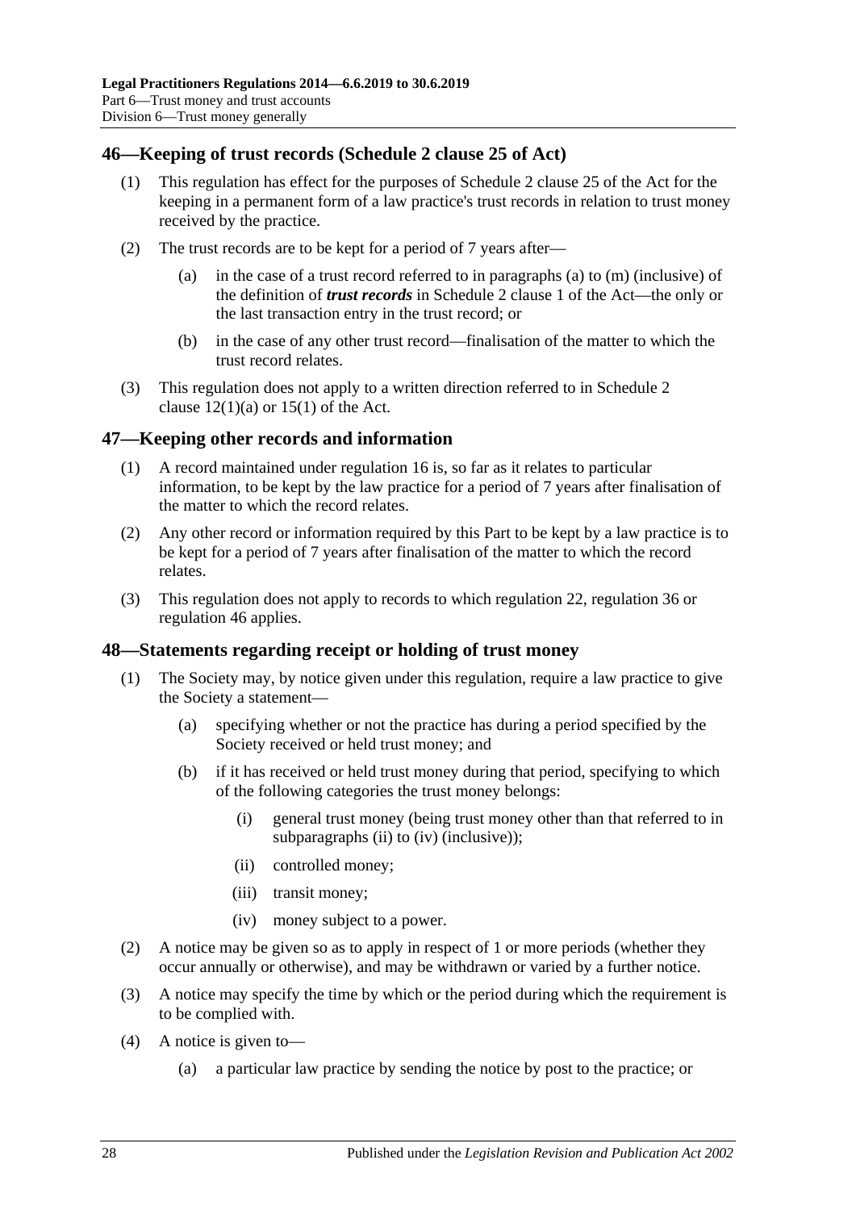## 46—Keeping of trust records (Schedule 2 clause 25 of Act)

(1) This regulation has effect for the purposes of Schedule 2 clause 25 of the Act for the keeping in a permanent form of a law practice's trust records in relation to trust money received by the practice.

(2) The trust records are to be kept for a period of 7 years after—

(a) in the case of a trust record referred to in paragraphs (a) to (m) (inclusive) of the definition of ***trust records*** in Schedule 2 clause 1 of the Act—the only or the last transaction entry in the trust record; or

(b) in the case of any other trust record—finalisation of the matter to which the trust record relates.

(3) This regulation does not apply to a written direction referred to in Schedule 2 clause 12(1)(a) or 15(1) of the Act.

## 47—Keeping other records and information

(1) A record maintained under regulation 16 is, so far as it relates to particular information, to be kept by the law practice for a period of 7 years after finalisation of the matter to which the record relates.

(2) Any other record or information required by this Part to be kept by a law practice is to be kept for a period of 7 years after finalisation of the matter to which the record relates.

(3) This regulation does not apply to records to which regulation 22, regulation 36 or regulation 46 applies.

## 48—Statements regarding receipt or holding of trust money

(1) The Society may, by notice given under this regulation, require a law practice to give the Society a statement—

(a) specifying whether or not the practice has during a period specified by the Society received or held trust money; and

(b) if it has received or held trust money during that period, specifying to which of the following categories the trust money belongs:

(i) general trust money (being trust money other than that referred to in subparagraphs (ii) to (iv) (inclusive));

(ii) controlled money;

(iii) transit money;

(iv) money subject to a power.

(2) A notice may be given so as to apply in respect of 1 or more periods (whether they occur annually or otherwise), and may be withdrawn or varied by a further notice.

(3) A notice may specify the time by which or the period during which the requirement is to be complied with.

(4) A notice is given to—

(a) a particular law practice by sending the notice by post to the practice; or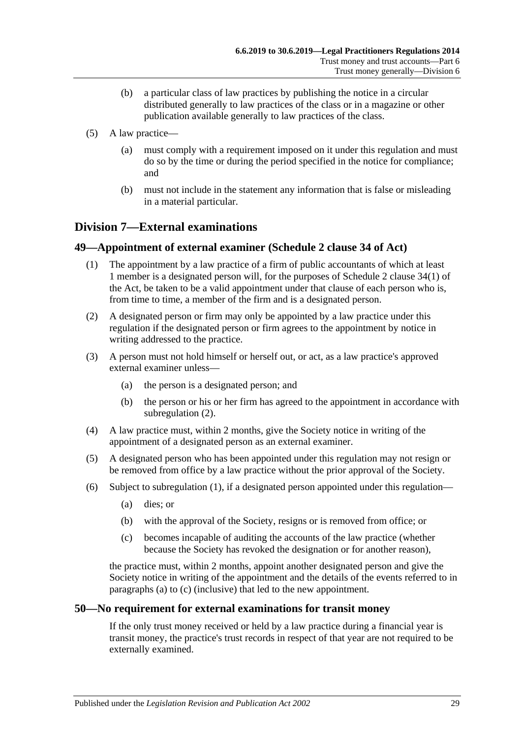(b) a particular class of law practices by publishing the notice in a circular distributed generally to law practices of the class or in a magazine or other publication available generally to law practices of the class.

(5) A law practice—

(a) must comply with a requirement imposed on it under this regulation and must do so by the time or during the period specified in the notice for compliance; and

(b) must not include in the statement any information that is false or misleading in a material particular.

## Division 7—External examinations

### 49—Appointment of external examiner (Schedule 2 clause 34 of Act)

(1) The appointment by a law practice of a firm of public accountants of which at least 1 member is a designated person will, for the purposes of Schedule 2 clause 34(1) of the Act, be taken to be a valid appointment under that clause of each person who is, from time to time, a member of the firm and is a designated person.

(2) A designated person or firm may only be appointed by a law practice under this regulation if the designated person or firm agrees to the appointment by notice in writing addressed to the practice.

(3) A person must not hold himself or herself out, or act, as a law practice's approved external examiner unless—

(a) the person is a designated person; and

(b) the person or his or her firm has agreed to the appointment in accordance with subregulation (2).

(4) A law practice must, within 2 months, give the Society notice in writing of the appointment of a designated person as an external examiner.

(5) A designated person who has been appointed under this regulation may not resign or be removed from office by a law practice without the prior approval of the Society.

(6) Subject to subregulation (1), if a designated person appointed under this regulation—

(a) dies; or

(b) with the approval of the Society, resigns or is removed from office; or

(c) becomes incapable of auditing the accounts of the law practice (whether because the Society has revoked the designation or for another reason),

the practice must, within 2 months, appoint another designated person and give the Society notice in writing of the appointment and the details of the events referred to in paragraphs (a) to (c) (inclusive) that led to the new appointment.

### 50—No requirement for external examinations for transit money

If the only trust money received or held by a law practice during a financial year is transit money, the practice's trust records in respect of that year are not required to be externally examined.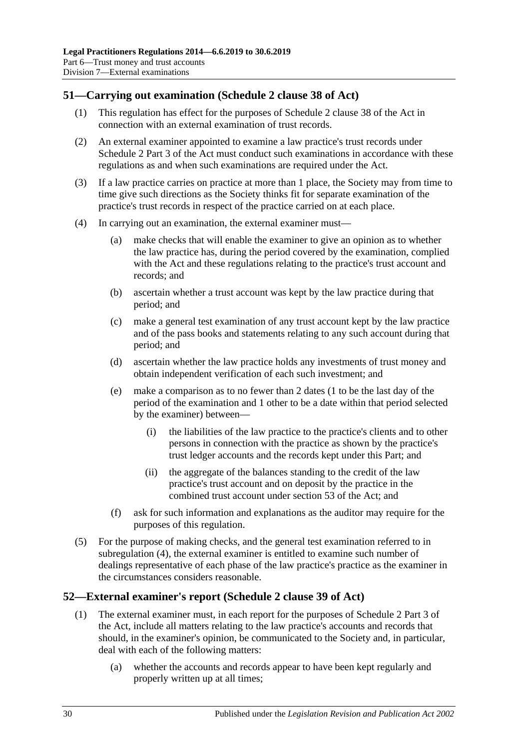## 51—Carrying out examination (Schedule 2 clause 38 of Act)

(1) This regulation has effect for the purposes of Schedule 2 clause 38 of the Act in connection with an external examination of trust records.

(2) An external examiner appointed to examine a law practice's trust records under Schedule 2 Part 3 of the Act must conduct such examinations in accordance with these regulations as and when such examinations are required under the Act.

(3) If a law practice carries on practice at more than 1 place, the Society may from time to time give such directions as the Society thinks fit for separate examination of the practice's trust records in respect of the practice carried on at each place.

(4) In carrying out an examination, the external examiner must—

(a) make checks that will enable the examiner to give an opinion as to whether the law practice has, during the period covered by the examination, complied with the Act and these regulations relating to the practice's trust account and records; and

(b) ascertain whether a trust account was kept by the law practice during that period; and

(c) make a general test examination of any trust account kept by the law practice and of the pass books and statements relating to any such account during that period; and

(d) ascertain whether the law practice holds any investments of trust money and obtain independent verification of each such investment; and

(e) make a comparison as to no fewer than 2 dates (1 to be the last day of the period of the examination and 1 other to be a date within that period selected by the examiner) between—

(i) the liabilities of the law practice to the practice's clients and to other persons in connection with the practice as shown by the practice's trust ledger accounts and the records kept under this Part; and

(ii) the aggregate of the balances standing to the credit of the law practice's trust account and on deposit by the practice in the combined trust account under section 53 of the Act; and

(f) ask for such information and explanations as the auditor may require for the purposes of this regulation.

(5) For the purpose of making checks, and the general test examination referred to in subregulation (4), the external examiner is entitled to examine such number of dealings representative of each phase of the law practice's practice as the examiner in the circumstances considers reasonable.

## 52—External examiner's report (Schedule 2 clause 39 of Act)

(1) The external examiner must, in each report for the purposes of Schedule 2 Part 3 of the Act, include all matters relating to the law practice's accounts and records that should, in the examiner's opinion, be communicated to the Society and, in particular, deal with each of the following matters:

(a) whether the accounts and records appear to have been kept regularly and properly written up at all times;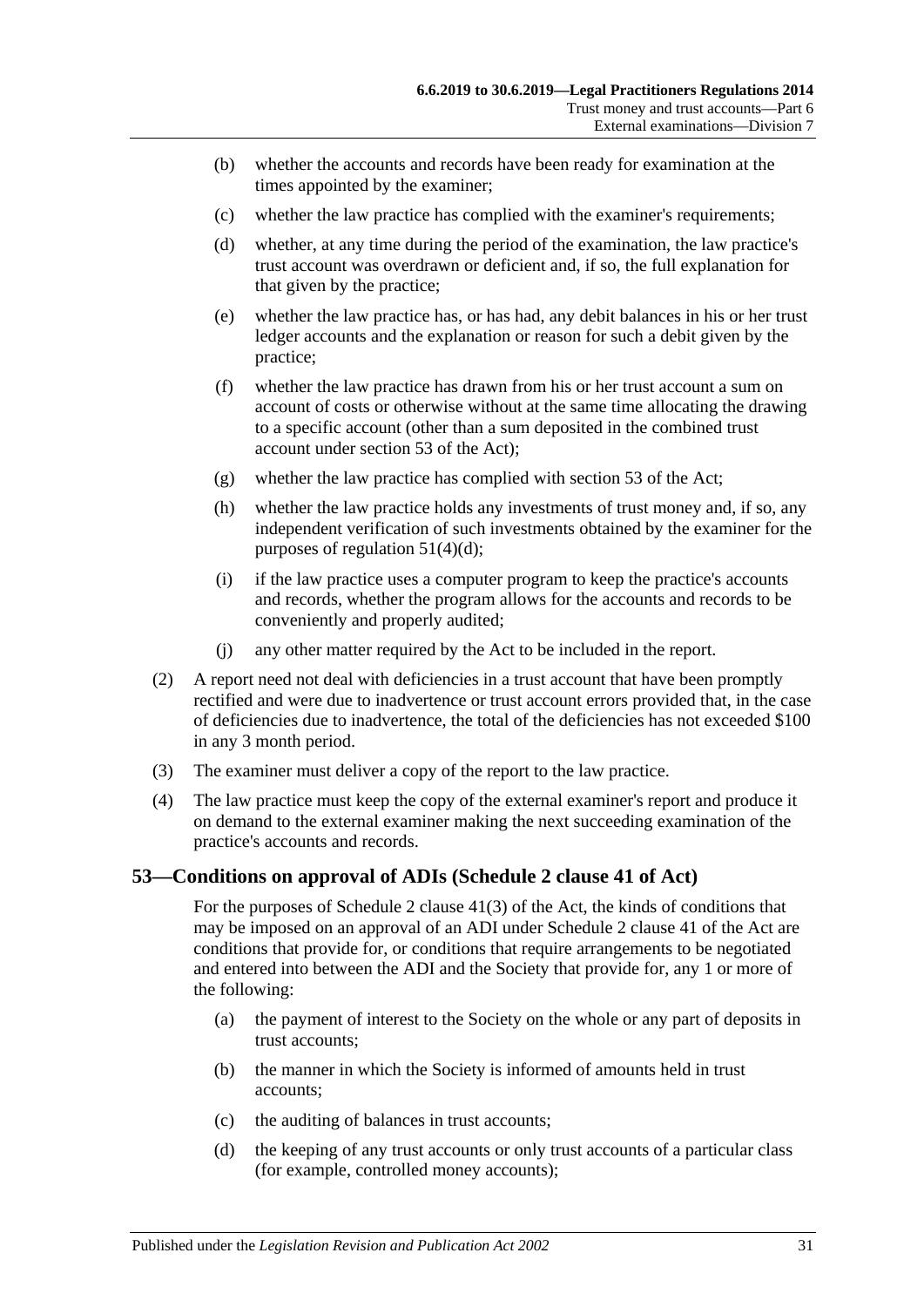(b) whether the accounts and records have been ready for examination at the times appointed by the examiner;

(c) whether the law practice has complied with the examiner's requirements;

(d) whether, at any time during the period of the examination, the law practice's trust account was overdrawn or deficient and, if so, the full explanation for that given by the practice;

(e) whether the law practice has, or has had, any debit balances in his or her trust ledger accounts and the explanation or reason for such a debit given by the practice;

(f) whether the law practice has drawn from his or her trust account a sum on account of costs or otherwise without at the same time allocating the drawing to a specific account (other than a sum deposited in the combined trust account under section 53 of the Act);

(g) whether the law practice has complied with section 53 of the Act;

(h) whether the law practice holds any investments of trust money and, if so, any independent verification of such investments obtained by the examiner for the purposes of regulation 51(4)(d);

(i) if the law practice uses a computer program to keep the practice's accounts and records, whether the program allows for the accounts and records to be conveniently and properly audited;

(j) any other matter required by the Act to be included in the report.

(2) A report need not deal with deficiencies in a trust account that have been promptly rectified and were due to inadvertence or trust account errors provided that, in the case of deficiencies due to inadvertence, the total of the deficiencies has not exceeded $100 in any 3 month period.

(3) The examiner must deliver a copy of the report to the law practice.

(4) The law practice must keep the copy of the external examiner's report and produce it on demand to the external examiner making the next succeeding examination of the practice's accounts and records.

## 53—Conditions on approval of ADIs (Schedule 2 clause 41 of Act)

For the purposes of Schedule 2 clause 41(3) of the Act, the kinds of conditions that may be imposed on an approval of an ADI under Schedule 2 clause 41 of the Act are conditions that provide for, or conditions that require arrangements to be negotiated and entered into between the ADI and the Society that provide for, any 1 or more of the following:

(a) the payment of interest to the Society on the whole or any part of deposits in trust accounts;

(b) the manner in which the Society is informed of amounts held in trust accounts;

(c) the auditing of balances in trust accounts;

(d) the keeping of any trust accounts or only trust accounts of a particular class (for example, controlled money accounts);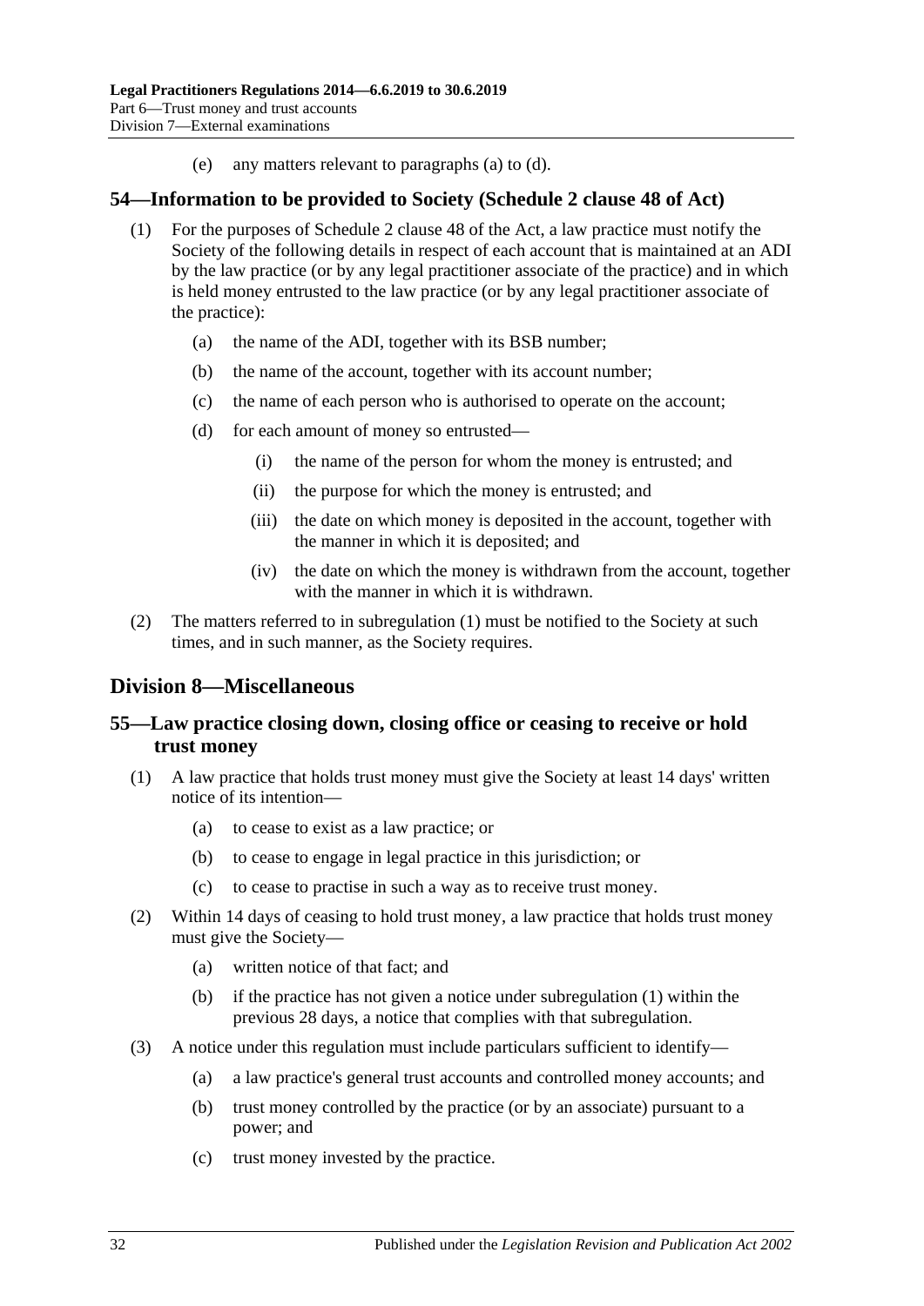(e) any matters relevant to paragraphs (a) to (d).

## 54—Information to be provided to Society (Schedule 2 clause 48 of Act)

(1) For the purposes of Schedule 2 clause 48 of the Act, a law practice must notify the Society of the following details in respect of each account that is maintained at an ADI by the law practice (or by any legal practitioner associate of the practice) and in which is held money entrusted to the law practice (or by any legal practitioner associate of the practice):

(a) the name of the ADI, together with its BSB number;

(b) the name of the account, together with its account number;

(c) the name of each person who is authorised to operate on the account;

(d) for each amount of money so entrusted—

(i) the name of the person for whom the money is entrusted; and

(ii) the purpose for which the money is entrusted; and

(iii) the date on which money is deposited in the account, together with the manner in which it is deposited; and

(iv) the date on which the money is withdrawn from the account, together with the manner in which it is withdrawn.

(2) The matters referred to in subregulation (1) must be notified to the Society at such times, and in such manner, as the Society requires.

# Division 8—Miscellaneous

## 55—Law practice closing down, closing office or ceasing to receive or hold trust money

(1) A law practice that holds trust money must give the Society at least 14 days' written notice of its intention—

(a) to cease to exist as a law practice; or

(b) to cease to engage in legal practice in this jurisdiction; or

(c) to cease to practise in such a way as to receive trust money.

(2) Within 14 days of ceasing to hold trust money, a law practice that holds trust money must give the Society—

(a) written notice of that fact; and

(b) if the practice has not given a notice under subregulation (1) within the previous 28 days, a notice that complies with that subregulation.

(3) A notice under this regulation must include particulars sufficient to identify—

(a) a law practice's general trust accounts and controlled money accounts; and

(b) trust money controlled by the practice (or by an associate) pursuant to a power; and

(c) trust money invested by the practice.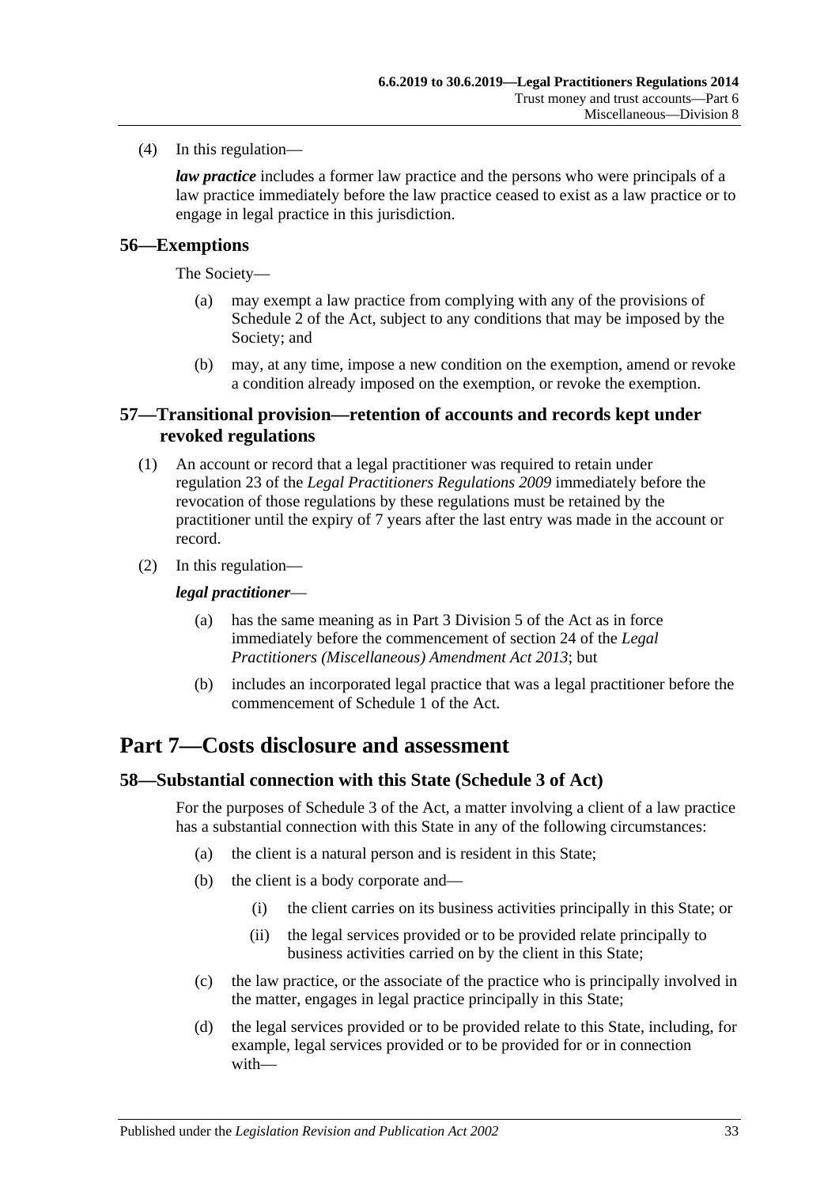(4) In this regulation—

***law practice*** includes a former law practice and the persons who were principals of a law practice immediately before the law practice ceased to exist as a law practice or to engage in legal practice in this jurisdiction.

### 56—Exemptions

The Society—

(a) may exempt a law practice from complying with any of the provisions of Schedule 2 of the Act, subject to any conditions that may be imposed by the Society; and

(b) may, at any time, impose a new condition on the exemption, amend or revoke a condition already imposed on the exemption, or revoke the exemption.

### 57—Transitional provision—retention of accounts and records kept under revoked regulations

(1) An account or record that a legal practitioner was required to retain under regulation 23 of the *Legal Practitioners Regulations 2009* immediately before the revocation of those regulations by these regulations must be retained by the practitioner until the expiry of 7 years after the last entry was made in the account or record.

(2) In this regulation—

***legal practitioner***—

(a) has the same meaning as in Part 3 Division 5 of the Act as in force immediately before the commencement of section 24 of the *Legal Practitioners (Miscellaneous) Amendment Act 2013*; but

(b) includes an incorporated legal practice that was a legal practitioner before the commencement of Schedule 1 of the Act.

## Part 7—Costs disclosure and assessment

### 58—Substantial connection with this State (Schedule 3 of Act)

For the purposes of Schedule 3 of the Act, a matter involving a client of a law practice has a substantial connection with this State in any of the following circumstances:

(a) the client is a natural person and is resident in this State;

(b) the client is a body corporate and—

(i) the client carries on its business activities principally in this State; or

(ii) the legal services provided or to be provided relate principally to business activities carried on by the client in this State;

(c) the law practice, or the associate of the practice who is principally involved in the matter, engages in legal practice principally in this State;

(d) the legal services provided or to be provided relate to this State, including, for example, legal services provided or to be provided for or in connection with—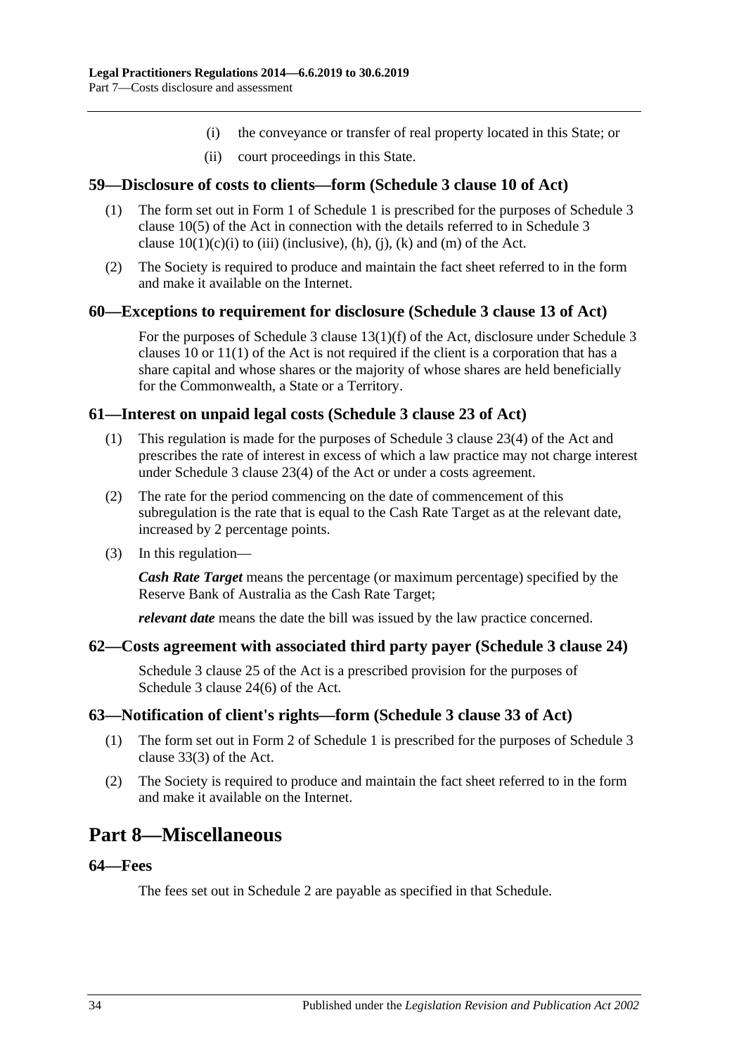(i) the conveyance or transfer of real property located in this State; or

(ii) court proceedings in this State.

### 59—Disclosure of costs to clients—form (Schedule 3 clause 10 of Act)

(1) The form set out in Form 1 of Schedule 1 is prescribed for the purposes of Schedule 3 clause 10(5) of the Act in connection with the details referred to in Schedule 3 clause 10(1)(c)(i) to (iii) (inclusive), (h), (j), (k) and (m) of the Act.

(2) The Society is required to produce and maintain the fact sheet referred to in the form and make it available on the Internet.

### 60—Exceptions to requirement for disclosure (Schedule 3 clause 13 of Act)

For the purposes of Schedule 3 clause 13(1)(f) of the Act, disclosure under Schedule 3 clauses 10 or 11(1) of the Act is not required if the client is a corporation that has a share capital and whose shares or the majority of whose shares are held beneficially for the Commonwealth, a State or a Territory.

### 61—Interest on unpaid legal costs (Schedule 3 clause 23 of Act)

(1) This regulation is made for the purposes of Schedule 3 clause 23(4) of the Act and prescribes the rate of interest in excess of which a law practice may not charge interest under Schedule 3 clause 23(4) of the Act or under a costs agreement.

(2) The rate for the period commencing on the date of commencement of this subregulation is the rate that is equal to the Cash Rate Target as at the relevant date, increased by 2 percentage points.

(3) In this regulation—

***Cash Rate Target*** means the percentage (or maximum percentage) specified by the Reserve Bank of Australia as the Cash Rate Target;

***relevant date*** means the date the bill was issued by the law practice concerned.

### 62—Costs agreement with associated third party payer (Schedule 3 clause 24)

Schedule 3 clause 25 of the Act is a prescribed provision for the purposes of Schedule 3 clause 24(6) of the Act.

### 63—Notification of client's rights—form (Schedule 3 clause 33 of Act)

(1) The form set out in Form 2 of Schedule 1 is prescribed for the purposes of Schedule 3 clause 33(3) of the Act.

(2) The Society is required to produce and maintain the fact sheet referred to in the form and make it available on the Internet.

## Part 8—Miscellaneous

### 64—Fees

The fees set out in Schedule 2 are payable as specified in that Schedule.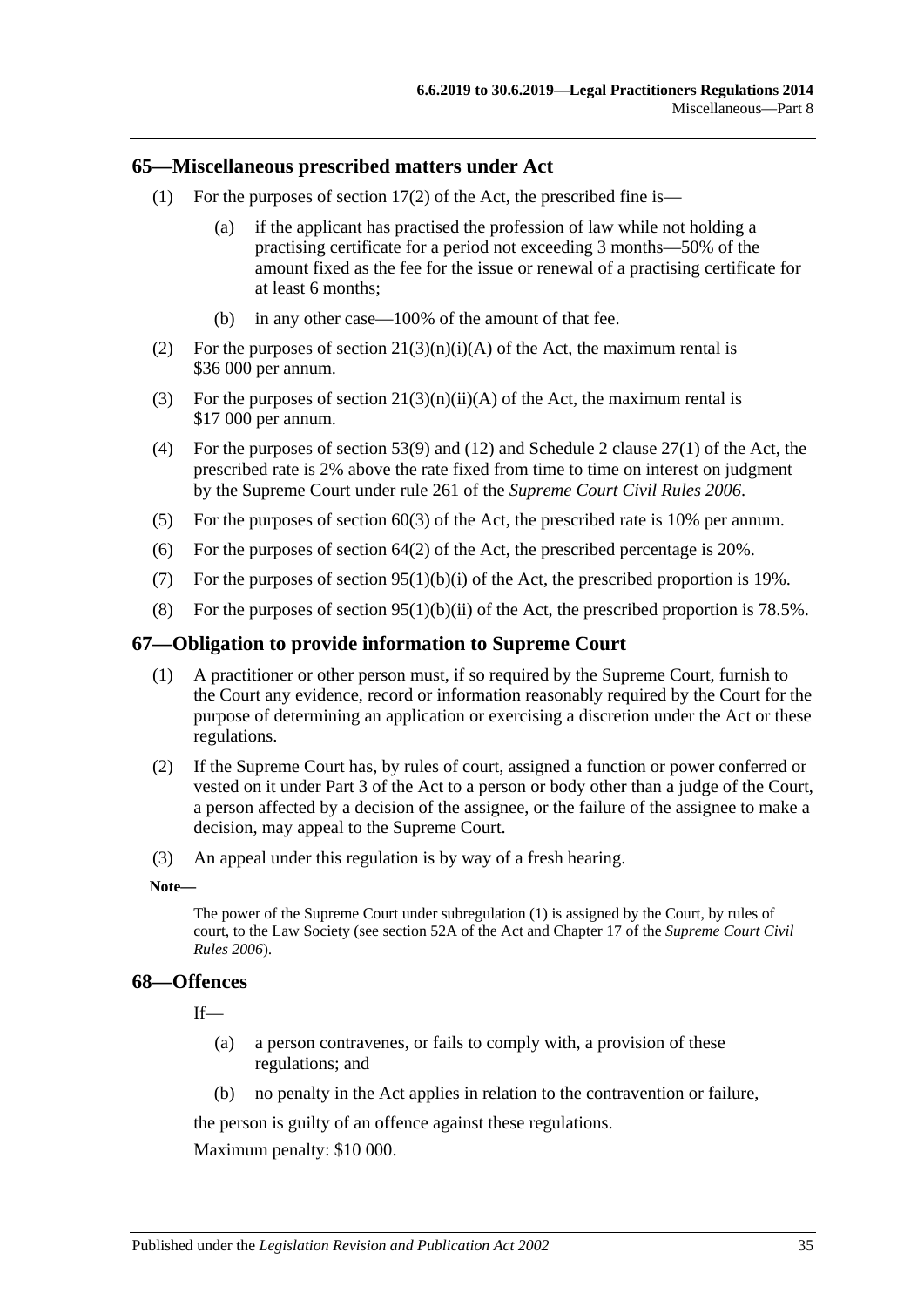## 65—Miscellaneous prescribed matters under Act

(1) For the purposes of section 17(2) of the Act, the prescribed fine is—

(a) if the applicant has practised the profession of law while not holding a practising certificate for a period not exceeding 3 months—50% of the amount fixed as the fee for the issue or renewal of a practising certificate for at least 6 months;

(b) in any other case—100% of the amount of that fee.

(2) For the purposes of section 21(3)(n)(i)(A) of the Act, the maximum rental is $36 000 per annum.

(3) For the purposes of section 21(3)(n)(ii)(A) of the Act, the maximum rental is $17 000 per annum.

(4) For the purposes of section 53(9) and (12) and Schedule 2 clause 27(1) of the Act, the prescribed rate is 2% above the rate fixed from time to time on interest on judgment by the Supreme Court under rule 261 of the *Supreme Court Civil Rules 2006*.

(5) For the purposes of section 60(3) of the Act, the prescribed rate is 10% per annum.

(6) For the purposes of section 64(2) of the Act, the prescribed percentage is 20%.

(7) For the purposes of section 95(1)(b)(i) of the Act, the prescribed proportion is 19%.

(8) For the purposes of section 95(1)(b)(ii) of the Act, the prescribed proportion is 78.5%.

## 67—Obligation to provide information to Supreme Court

(1) A practitioner or other person must, if so required by the Supreme Court, furnish to the Court any evidence, record or information reasonably required by the Court for the purpose of determining an application or exercising a discretion under the Act or these regulations.

(2) If the Supreme Court has, by rules of court, assigned a function or power conferred or vested on it under Part 3 of the Act to a person or body other than a judge of the Court, a person affected by a decision of the assignee, or the failure of the assignee to make a decision, may appeal to the Supreme Court.

(3) An appeal under this regulation is by way of a fresh hearing.

**Note—**

The power of the Supreme Court under subregulation (1) is assigned by the Court, by rules of court, to the Law Society (see section 52A of the Act and Chapter 17 of the *Supreme Court Civil Rules 2006*).

## 68—Offences

If—

(a) a person contravenes, or fails to comply with, a provision of these regulations; and

(b) no penalty in the Act applies in relation to the contravention or failure,

the person is guilty of an offence against these regulations.

Maximum penalty: $10 000.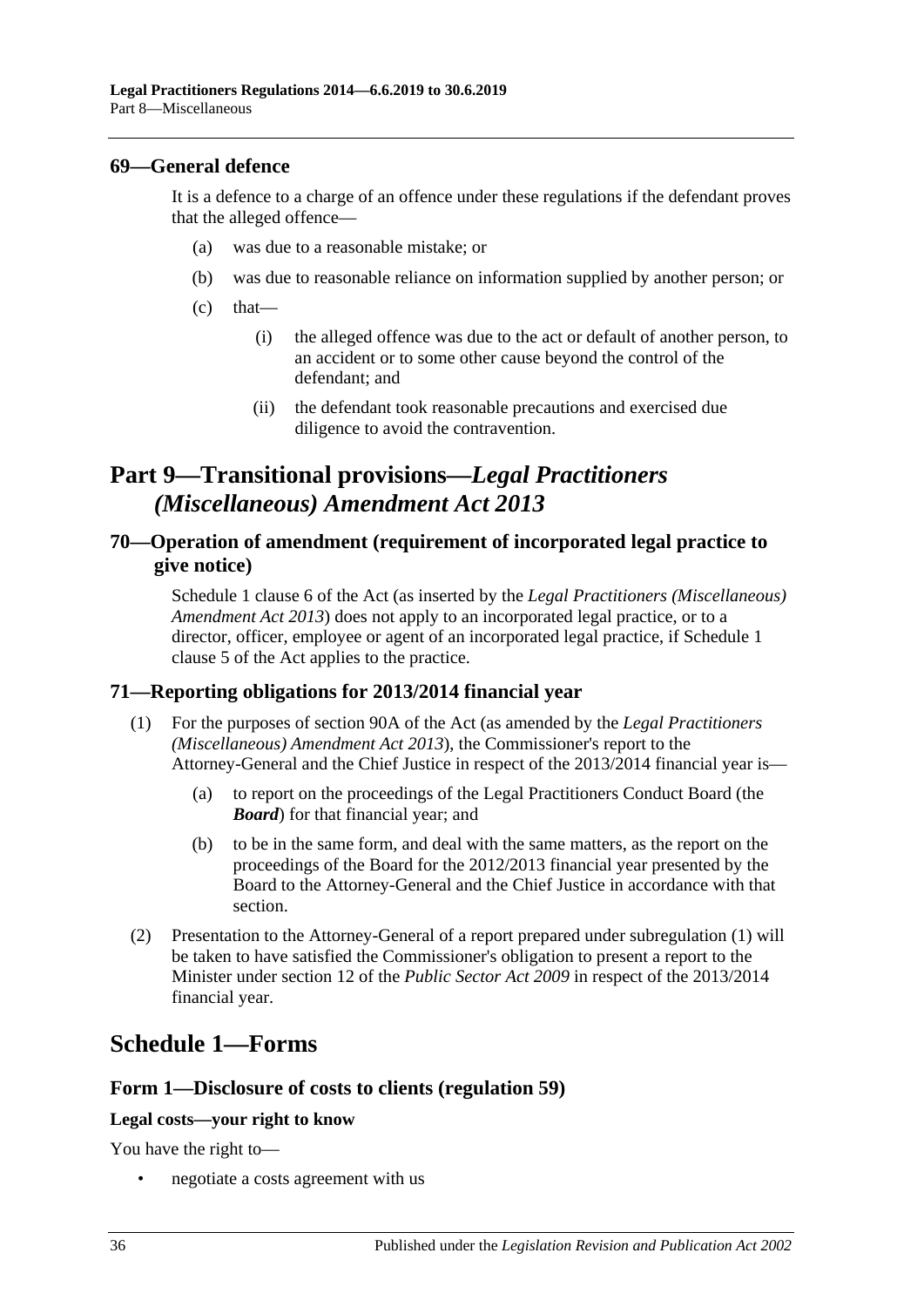### 69—General defence

It is a defence to a charge of an offence under these regulations if the defendant proves that the alleged offence—

(a) was due to a reasonable mistake; or

(b) was due to reasonable reliance on information supplied by another person; or

(c) that—

  (i) the alleged offence was due to the act or default of another person, to an accident or to some other cause beyond the control of the defendant; and

  (ii) the defendant took reasonable precautions and exercised due diligence to avoid the contravention.

## Part 9—Transitional provisions—*Legal Practitioners (Miscellaneous) Amendment Act 2013*

### 70—Operation of amendment (requirement of incorporated legal practice to give notice)

Schedule 1 clause 6 of the Act (as inserted by the *Legal Practitioners (Miscellaneous) Amendment Act 2013*) does not apply to an incorporated legal practice, or to a director, officer, employee or agent of an incorporated legal practice, if Schedule 1 clause 5 of the Act applies to the practice.

### 71—Reporting obligations for 2013/2014 financial year

(1) For the purposes of section 90A of the Act (as amended by the *Legal Practitioners (Miscellaneous) Amendment Act 2013*), the Commissioner's report to the Attorney-General and the Chief Justice in respect of the 2013/2014 financial year is—

  (a) to report on the proceedings of the Legal Practitioners Conduct Board (the ***Board***) for that financial year; and

  (b) to be in the same form, and deal with the same matters, as the report on the proceedings of the Board for the 2012/2013 financial year presented by the Board to the Attorney-General and the Chief Justice in accordance with that section.

(2) Presentation to the Attorney-General of a report prepared under subregulation (1) will be taken to have satisfied the Commissioner's obligation to present a report to the Minister under section 12 of the *Public Sector Act 2009* in respect of the 2013/2014 financial year.

## Schedule 1—Forms

### Form 1—Disclosure of costs to clients (regulation 59)

**Legal costs—your right to know**

You have the right to—

- negotiate a costs agreement with us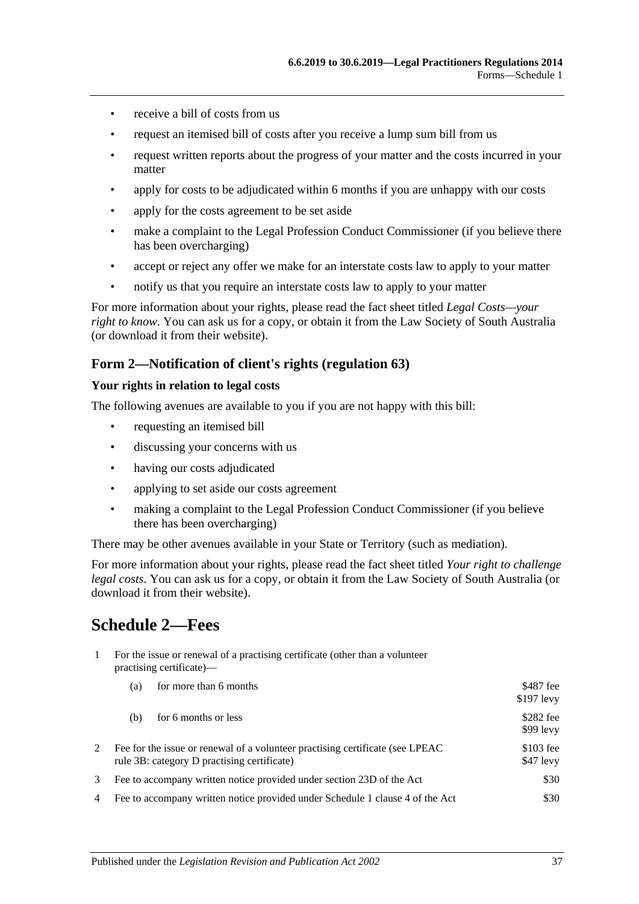- receive a bill of costs from us
- request an itemised bill of costs after you receive a lump sum bill from us
- request written reports about the progress of your matter and the costs incurred in your matter
- apply for costs to be adjudicated within 6 months if you are unhappy with our costs
- apply for the costs agreement to be set aside
- make a complaint to the Legal Profession Conduct Commissioner (if you believe there has been overcharging)
- accept or reject any offer we make for an interstate costs law to apply to your matter
- notify us that you require an interstate costs law to apply to your matter

For more information about your rights, please read the fact sheet titled *Legal Costs—your right to know*. You can ask us for a copy, or obtain it from the Law Society of South Australia (or download it from their website).

### Form 2—Notification of client's rights (regulation 63)

**Your rights in relation to legal costs**

The following avenues are available to you if you are not happy with this bill:

- requesting an itemised bill
- discussing your concerns with us
- having our costs adjudicated
- applying to set aside our costs agreement
- making a complaint to the Legal Profession Conduct Commissioner (if you believe there has been overcharging)

There may be other avenues available in your State or Territory (such as mediation).

For more information about your rights, please read the fact sheet titled *Your right to challenge legal costs*. You can ask us for a copy, or obtain it from the Law Society of South Australia (or download it from their website).

## Schedule 2—Fees

| | | |
|---|---|---|
| 1 | For the issue or renewal of a practising certificate (other than a volunteer practising certificate)— | |
| | (a) for more than 6 months | $487 fee<br>$197 levy |
| | (b) for 6 months or less | $282 fee<br>$99 levy |
| 2 | Fee for the issue or renewal of a volunteer practising certificate (see LPEAC rule 3B: category D practising certificate) | $103 fee<br>$47 levy |
| 3 | Fee to accompany written notice provided under section 23D of the Act | $30 |
| 4 | Fee to accompany written notice provided under Schedule 1 clause 4 of the Act | $30 |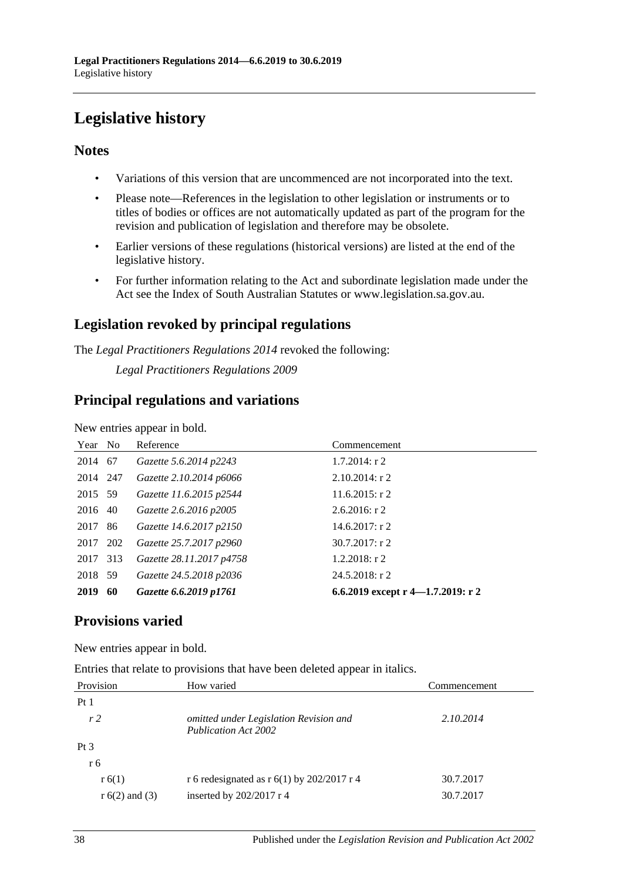# Legislative history

## Notes

- Variations of this version that are uncommenced are not incorporated into the text.
- Please note—References in the legislation to other legislation or instruments or to titles of bodies or offices are not automatically updated as part of the program for the revision and publication of legislation and therefore may be obsolete.
- Earlier versions of these regulations (historical versions) are listed at the end of the legislative history.
- For further information relating to the Act and subordinate legislation made under the Act see the Index of South Australian Statutes or www.legislation.sa.gov.au.

## Legislation revoked by principal regulations

The *Legal Practitioners Regulations 2014* revoked the following:

*Legal Practitioners Regulations 2009*

## Principal regulations and variations

New entries appear in bold.

| Year | No | Reference | Commencement |
|---|---|---|---|
| 2014 | 67 | *Gazette 5.6.2014 p2243* | 1.7.2014: r 2 |
| 2014 | 247 | *Gazette 2.10.2014 p6066* | 2.10.2014: r 2 |
| 2015 | 59 | *Gazette 11.6.2015 p2544* | 11.6.2015: r 2 |
| 2016 | 40 | *Gazette 2.6.2016 p2005* | 2.6.2016: r 2 |
| 2017 | 86 | *Gazette 14.6.2017 p2150* | 14.6.2017: r 2 |
| 2017 | 202 | *Gazette 25.7.2017 p2960* | 30.7.2017: r 2 |
| 2017 | 313 | *Gazette 28.11.2017 p4758* | 1.2.2018: r 2 |
| 2018 | 59 | *Gazette 24.5.2018 p2036* | 24.5.2018: r 2 |
| **2019** | **60** | ***Gazette 6.6.2019 p1761*** | **6.6.2019 except r 4—1.7.2019: r 2** |

## Provisions varied

New entries appear in bold.

Entries that relate to provisions that have been deleted appear in italics.

| Provision | How varied | Commencement |
|---|---|---|
| Pt 1 | | |
| *r 2* | *omitted under Legislation Revision and Publication Act 2002* | *2.10.2014* |
| Pt 3 | | |
| r 6 | | |
| r 6(1) | r 6 redesignated as r 6(1) by 202/2017 r 4 | 30.7.2017 |
| r 6(2) and (3) | inserted by 202/2017 r 4 | 30.7.2017 |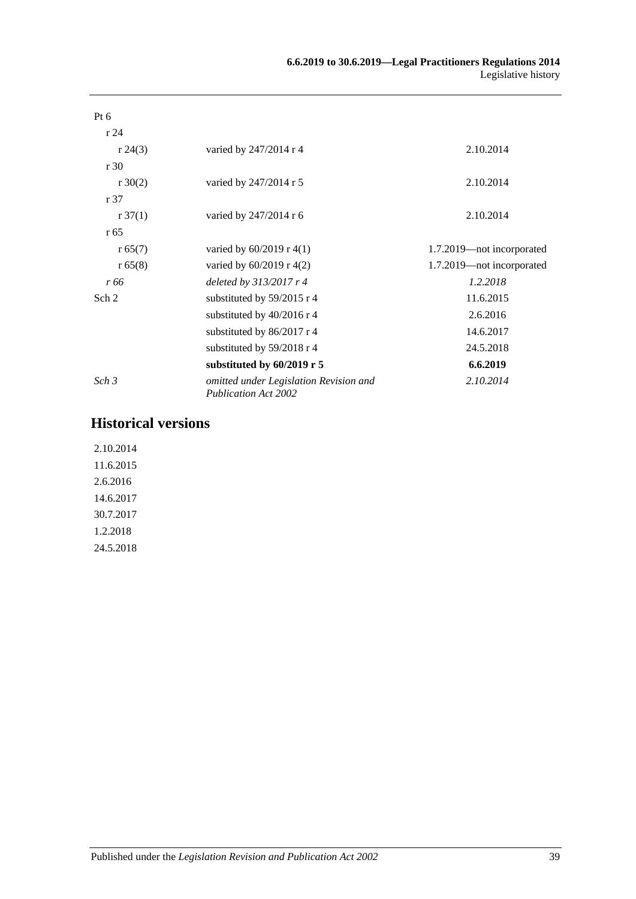| | | |
|---|---|---|
| Pt 6 | | |
| r 24 | | |
| r 24(3) | varied by 247/2014 r 4 | 2.10.2014 |
| r 30 | | |
| r 30(2) | varied by 247/2014 r 5 | 2.10.2014 |
| r 37 | | |
| r 37(1) | varied by 247/2014 r 6 | 2.10.2014 |
| r 65 | | |
| r 65(7) | varied by 60/2019 r 4(1) | 1.7.2019—not incorporated |
| r 65(8) | varied by 60/2019 r 4(2) | 1.7.2019—not incorporated |
| *r 66* | *deleted by 313/2017 r 4* | *1.2.2018* |
| Sch 2 | substituted by 59/2015 r 4 | 11.6.2015 |
| | substituted by 40/2016 r 4 | 2.6.2016 |
| | substituted by 86/2017 r 4 | 14.6.2017 |
| | substituted by 59/2018 r 4 | 24.5.2018 |
| | **substituted by 60/2019 r 5** | **6.6.2019** |
| *Sch 3* | *omitted under Legislation Revision and Publication Act 2002* | *2.10.2014* |

## Historical versions

2.10.2014
11.6.2015
2.6.2016
14.6.2017
30.7.2017
1.2.2018
24.5.2018